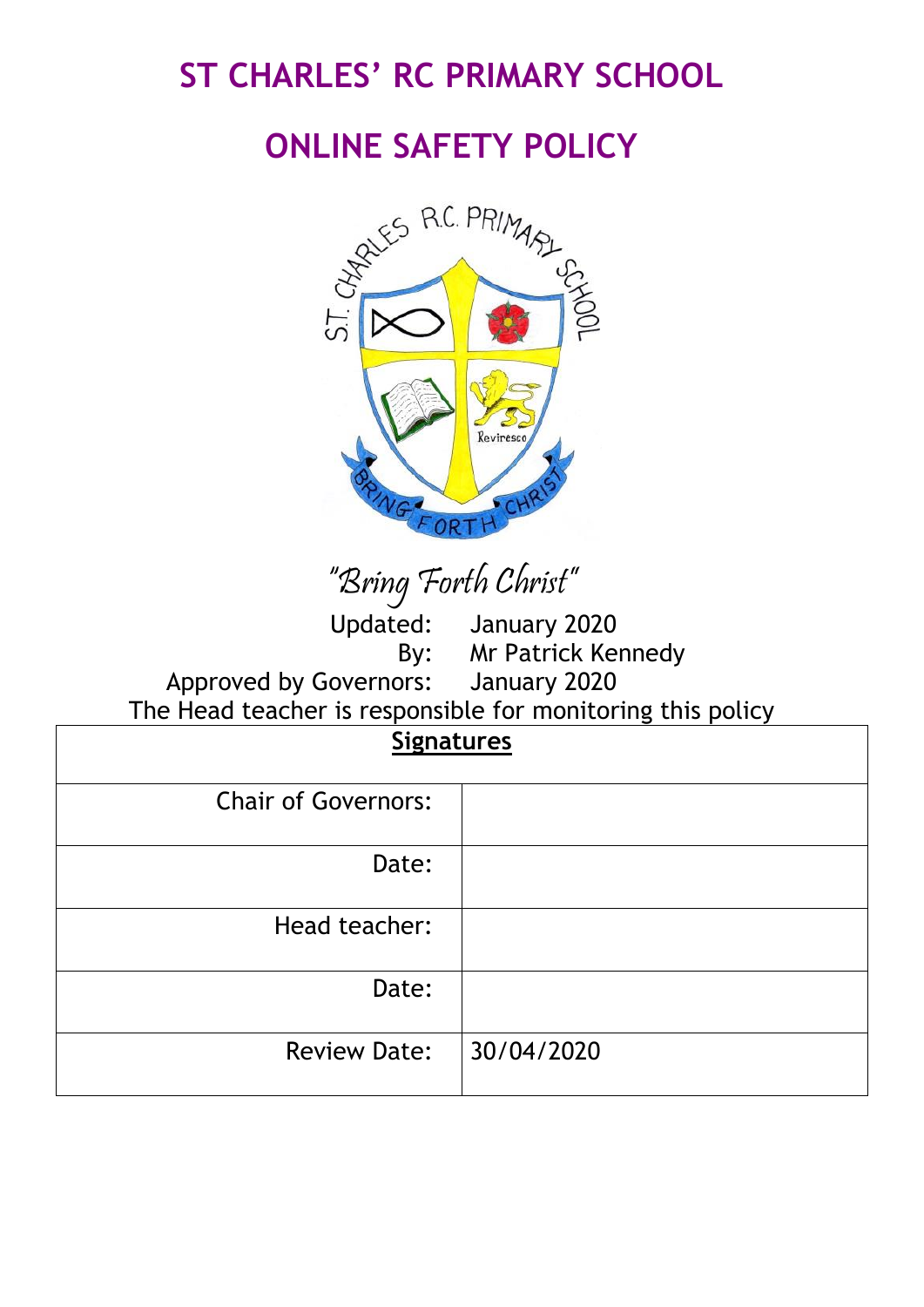# ST CHARLES' RC PRIMARY SCHOOL

# ONLINE SAFETY POLICY

*"Bring Forth Christ"*

Updated: January 2020
By: Mr Patrick Kennedy
Approved by Governors: January 2020
The Head teacher is responsible for monitoring this policy

| **Signatures** | |
|---|---|
| Chair of Governors: | |
| Date: | |
| Head teacher: | |
| Date: | |
| Review Date: | 30/04/2020 |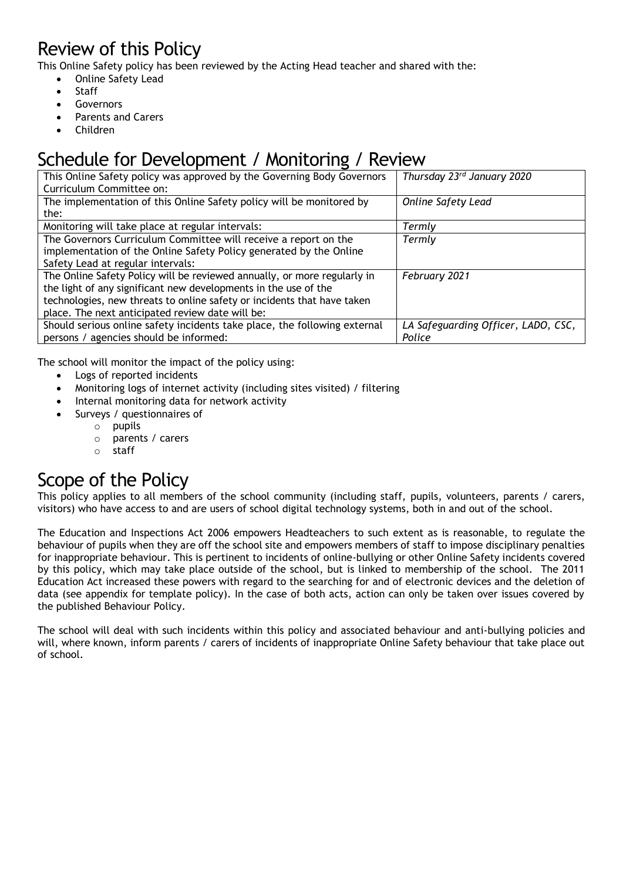## Review of this Policy

This Online Safety policy has been reviewed by the Acting Head teacher and shared with the:

- Online Safety Lead
- Staff
- Governors
- Parents and Carers
- Children

## Schedule for Development / Monitoring / Review

| | |
|---|---|
| This Online Safety policy was approved by the Governing Body Governors Curriculum Committee on: | *Thursday 23rd January 2020* |
| The implementation of this Online Safety policy will be monitored by the: | *Online Safety Lead* |
| Monitoring will take place at regular intervals: | *Termly* |
| The Governors Curriculum Committee will receive a report on the implementation of the Online Safety Policy generated by the Online Safety Lead at regular intervals: | *Termly* |
| The Online Safety Policy will be reviewed annually, or more regularly in the light of any significant new developments in the use of the technologies, new threats to online safety or incidents that have taken place. The next anticipated review date will be: | *February 2021* |
| Should serious online safety incidents take place, the following external persons / agencies should be informed: | *LA Safeguarding Officer, LADO, CSC, Police* |

The school will monitor the impact of the policy using:

- Logs of reported incidents
- Monitoring logs of internet activity (including sites visited) / filtering
- Internal monitoring data for network activity
- Surveys / questionnaires of
  - pupils
  - parents / carers
  - staff

## Scope of the Policy

This policy applies to all members of the school community (including staff, pupils, volunteers, parents / carers, visitors) who have access to and are users of school digital technology systems, both in and out of the school.

The Education and Inspections Act 2006 empowers Headteachers to such extent as is reasonable, to regulate the behaviour of pupils when they are off the school site and empowers members of staff to impose disciplinary penalties for inappropriate behaviour. This is pertinent to incidents of online-bullying or other Online Safety incidents covered by this policy, which may take place outside of the school, but is linked to membership of the school. The 2011 Education Act increased these powers with regard to the searching for and of electronic devices and the deletion of data (see appendix for template policy). In the case of both acts, action can only be taken over issues covered by the published Behaviour Policy.

The school will deal with such incidents within this policy and associated behaviour and anti-bullying policies and will, where known, inform parents / carers of incidents of inappropriate Online Safety behaviour that take place out of school.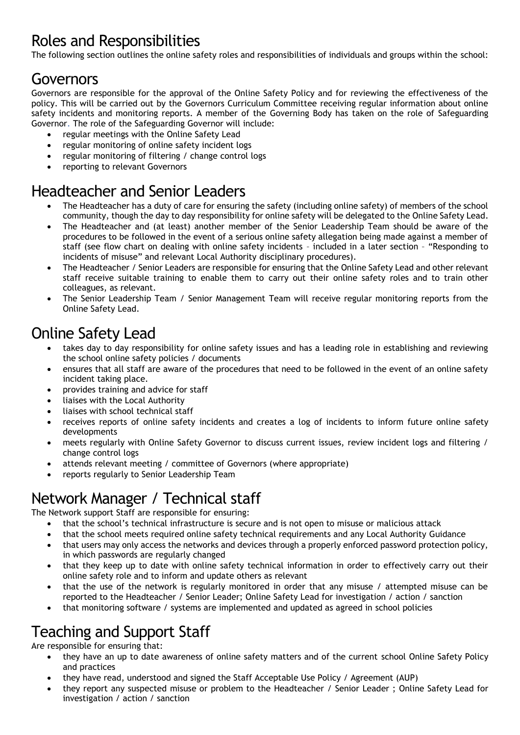## Roles and Responsibilities

The following section outlines the online safety roles and responsibilities of individuals and groups within the school:

## Governors

Governors are responsible for the approval of the Online Safety Policy and for reviewing the effectiveness of the policy. This will be carried out by the Governors Curriculum Committee receiving regular information about online safety incidents and monitoring reports. A member of the Governing Body has taken on the role of Safeguarding Governor. The role of the Safeguarding Governor will include:

- regular meetings with the Online Safety Lead
- regular monitoring of online safety incident logs
- regular monitoring of filtering / change control logs
- reporting to relevant Governors

## Headteacher and Senior Leaders

- The Headteacher has a duty of care for ensuring the safety (including online safety) of members of the school community, though the day to day responsibility for online safety will be delegated to the Online Safety Lead.
- The Headteacher and (at least) another member of the Senior Leadership Team should be aware of the procedures to be followed in the event of a serious online safety allegation being made against a member of staff (see flow chart on dealing with online safety incidents – included in a later section – "Responding to incidents of misuse" and relevant Local Authority disciplinary procedures).
- The Headteacher / Senior Leaders are responsible for ensuring that the Online Safety Lead and other relevant staff receive suitable training to enable them to carry out their online safety roles and to train other colleagues, as relevant.
- The Senior Leadership Team / Senior Management Team will receive regular monitoring reports from the Online Safety Lead.

## Online Safety Lead

- takes day to day responsibility for online safety issues and has a leading role in establishing and reviewing the school online safety policies / documents
- ensures that all staff are aware of the procedures that need to be followed in the event of an online safety incident taking place.
- provides training and advice for staff
- liaises with the Local Authority
- liaises with school technical staff
- receives reports of online safety incidents and creates a log of incidents to inform future online safety developments
- meets regularly with Online Safety Governor to discuss current issues, review incident logs and filtering / change control logs
- attends relevant meeting / committee of Governors (where appropriate)
- reports regularly to Senior Leadership Team

## Network Manager / Technical staff

The Network support Staff are responsible for ensuring:

- that the school's technical infrastructure is secure and is not open to misuse or malicious attack
- that the school meets required online safety technical requirements and any Local Authority Guidance
- that users may only access the networks and devices through a properly enforced password protection policy, in which passwords are regularly changed
- that they keep up to date with online safety technical information in order to effectively carry out their online safety role and to inform and update others as relevant
- that the use of the network is regularly monitored in order that any misuse / attempted misuse can be reported to the Headteacher / Senior Leader; Online Safety Lead for investigation / action / sanction
- that monitoring software / systems are implemented and updated as agreed in school policies

## Teaching and Support Staff

Are responsible for ensuring that:

- they have an up to date awareness of online safety matters and of the current school Online Safety Policy and practices
- they have read, understood and signed the Staff Acceptable Use Policy / Agreement (AUP)
- they report any suspected misuse or problem to the Headteacher / Senior Leader ; Online Safety Lead for investigation / action / sanction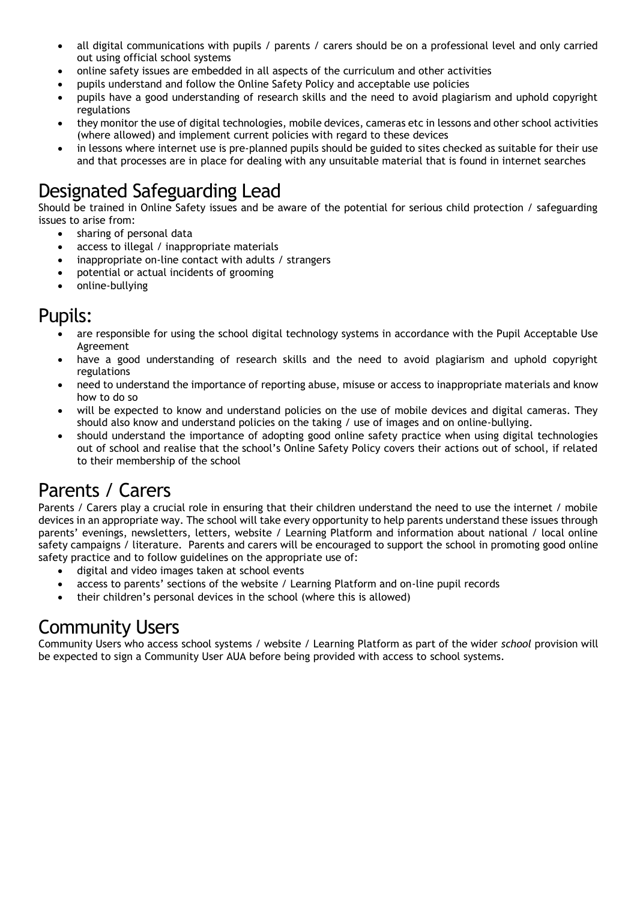- all digital communications with pupils / parents / carers should be on a professional level and only carried out using official school systems
- online safety issues are embedded in all aspects of the curriculum and other activities
- pupils understand and follow the Online Safety Policy and acceptable use policies
- pupils have a good understanding of research skills and the need to avoid plagiarism and uphold copyright regulations
- they monitor the use of digital technologies, mobile devices, cameras etc in lessons and other school activities (where allowed) and implement current policies with regard to these devices
- in lessons where internet use is pre-planned pupils should be guided to sites checked as suitable for their use and that processes are in place for dealing with any unsuitable material that is found in internet searches

## Designated Safeguarding Lead

Should be trained in Online Safety issues and be aware of the potential for serious child protection / safeguarding issues to arise from:

- sharing of personal data
- access to illegal / inappropriate materials
- inappropriate on-line contact with adults / strangers
- potential or actual incidents of grooming
- online-bullying

## Pupils:

- are responsible for using the school digital technology systems in accordance with the Pupil Acceptable Use Agreement
- have a good understanding of research skills and the need to avoid plagiarism and uphold copyright regulations
- need to understand the importance of reporting abuse, misuse or access to inappropriate materials and know how to do so
- will be expected to know and understand policies on the use of mobile devices and digital cameras. They should also know and understand policies on the taking / use of images and on online-bullying.
- should understand the importance of adopting good online safety practice when using digital technologies out of school and realise that the school's Online Safety Policy covers their actions out of school, if related to their membership of the school

## Parents / Carers

Parents / Carers play a crucial role in ensuring that their children understand the need to use the internet / mobile devices in an appropriate way. The school will take every opportunity to help parents understand these issues through parents' evenings, newsletters, letters, website / Learning Platform and information about national / local online safety campaigns / literature. Parents and carers will be encouraged to support the school in promoting good online safety practice and to follow guidelines on the appropriate use of:

- digital and video images taken at school events
- access to parents' sections of the website / Learning Platform and on-line pupil records
- their children's personal devices in the school (where this is allowed)

## Community Users

Community Users who access school systems / website / Learning Platform as part of the wider *school* provision will be expected to sign a Community User AUA before being provided with access to school systems.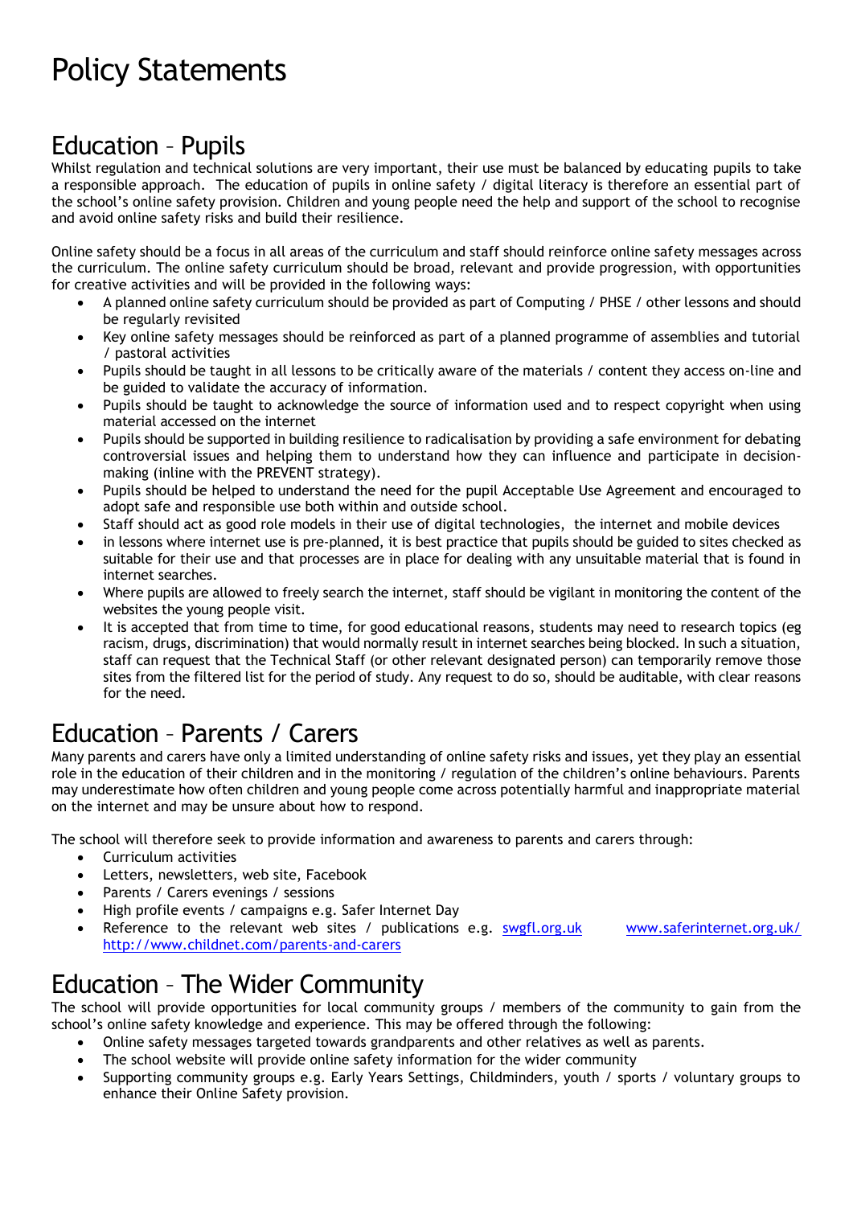# Policy Statements

## Education – Pupils

Whilst regulation and technical solutions are very important, their use must be balanced by educating pupils to take a responsible approach. The education of pupils in online safety / digital literacy is therefore an essential part of the school's online safety provision. Children and young people need the help and support of the school to recognise and avoid online safety risks and build their resilience.

Online safety should be a focus in all areas of the curriculum and staff should reinforce online safety messages across the curriculum. The online safety curriculum should be broad, relevant and provide progression, with opportunities for creative activities and will be provided in the following ways:

- A planned online safety curriculum should be provided as part of Computing / PHSE / other lessons and should be regularly revisited
- Key online safety messages should be reinforced as part of a planned programme of assemblies and tutorial / pastoral activities
- Pupils should be taught in all lessons to be critically aware of the materials / content they access on-line and be guided to validate the accuracy of information.
- Pupils should be taught to acknowledge the source of information used and to respect copyright when using material accessed on the internet
- Pupils should be supported in building resilience to radicalisation by providing a safe environment for debating controversial issues and helping them to understand how they can influence and participate in decision-making (inline with the PREVENT strategy).
- Pupils should be helped to understand the need for the pupil Acceptable Use Agreement and encouraged to adopt safe and responsible use both within and outside school.
- Staff should act as good role models in their use of digital technologies, the internet and mobile devices
- in lessons where internet use is pre-planned, it is best practice that pupils should be guided to sites checked as suitable for their use and that processes are in place for dealing with any unsuitable material that is found in internet searches.
- Where pupils are allowed to freely search the internet, staff should be vigilant in monitoring the content of the websites the young people visit.
- It is accepted that from time to time, for good educational reasons, students may need to research topics (eg racism, drugs, discrimination) that would normally result in internet searches being blocked. In such a situation, staff can request that the Technical Staff (or other relevant designated person) can temporarily remove those sites from the filtered list for the period of study. Any request to do so, should be auditable, with clear reasons for the need.

## Education – Parents / Carers

Many parents and carers have only a limited understanding of online safety risks and issues, yet they play an essential role in the education of their children and in the monitoring / regulation of the children's online behaviours. Parents may underestimate how often children and young people come across potentially harmful and inappropriate material on the internet and may be unsure about how to respond.

The school will therefore seek to provide information and awareness to parents and carers through:

- Curriculum activities
- Letters, newsletters, web site, Facebook
- Parents / Carers evenings / sessions
- High profile events / campaigns e.g. Safer Internet Day
- Reference to the relevant web sites / publications e.g. [swgfl.org.uk](swgfl.org.uk) [www.saferinternet.org.uk/](www.saferinternet.org.uk/) [http://www.childnet.com/parents-and-carers](http://www.childnet.com/parents-and-carers)

## Education – The Wider Community

The school will provide opportunities for local community groups / members of the community to gain from the school's online safety knowledge and experience. This may be offered through the following:

- Online safety messages targeted towards grandparents and other relatives as well as parents.
- The school website will provide online safety information for the wider community
- Supporting community groups e.g. Early Years Settings, Childminders, youth / sports / voluntary groups to enhance their Online Safety provision.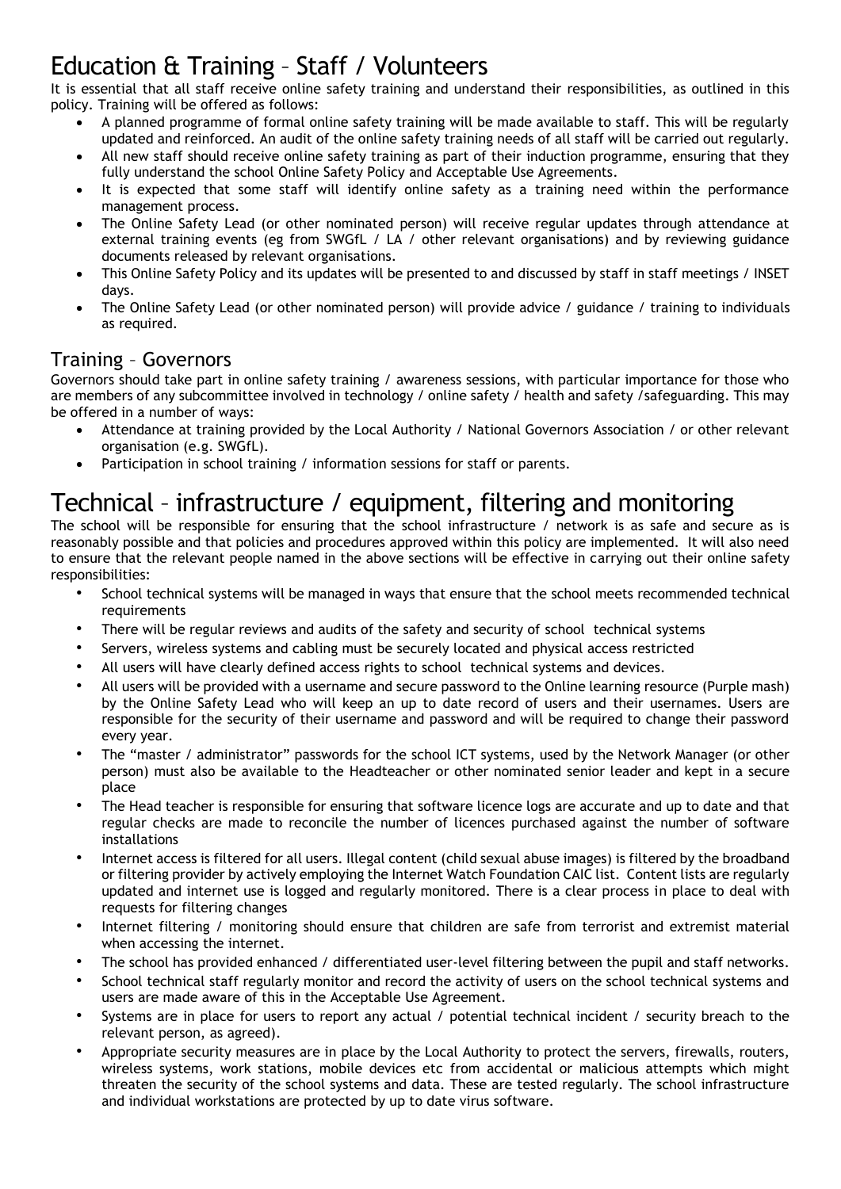## Education & Training – Staff / Volunteers

It is essential that all staff receive online safety training and understand their responsibilities, as outlined in this policy. Training will be offered as follows:

- A planned programme of formal online safety training will be made available to staff. This will be regularly updated and reinforced. An audit of the online safety training needs of all staff will be carried out regularly.
- All new staff should receive online safety training as part of their induction programme, ensuring that they fully understand the school Online Safety Policy and Acceptable Use Agreements.
- It is expected that some staff will identify online safety as a training need within the performance management process.
- The Online Safety Lead (or other nominated person) will receive regular updates through attendance at external training events (eg from SWGfL / LA / other relevant organisations) and by reviewing guidance documents released by relevant organisations.
- This Online Safety Policy and its updates will be presented to and discussed by staff in staff meetings / INSET days.
- The Online Safety Lead (or other nominated person) will provide advice / guidance / training to individuals as required.

### Training – Governors

Governors should take part in online safety training / awareness sessions, with particular importance for those who are members of any subcommittee involved in technology / online safety / health and safety /safeguarding. This may be offered in a number of ways:

- Attendance at training provided by the Local Authority / National Governors Association / or other relevant organisation (e.g. SWGfL).
- Participation in school training / information sessions for staff or parents.

# Technical – infrastructure / equipment, filtering and monitoring

The school will be responsible for ensuring that the school infrastructure / network is as safe and secure as is reasonably possible and that policies and procedures approved within this policy are implemented. It will also need to ensure that the relevant people named in the above sections will be effective in carrying out their online safety responsibilities:

- School technical systems will be managed in ways that ensure that the school meets recommended technical requirements
- There will be regular reviews and audits of the safety and security of school technical systems
- Servers, wireless systems and cabling must be securely located and physical access restricted
- All users will have clearly defined access rights to school technical systems and devices.
- All users will be provided with a username and secure password to the Online learning resource (Purple mash) by the Online Safety Lead who will keep an up to date record of users and their usernames. Users are responsible for the security of their username and password and will be required to change their password every year.
- The "master / administrator" passwords for the school ICT systems, used by the Network Manager (or other person) must also be available to the Headteacher or other nominated senior leader and kept in a secure place
- The Head teacher is responsible for ensuring that software licence logs are accurate and up to date and that regular checks are made to reconcile the number of licences purchased against the number of software installations
- Internet access is filtered for all users. Illegal content (child sexual abuse images) is filtered by the broadband or filtering provider by actively employing the Internet Watch Foundation CAIC list. Content lists are regularly updated and internet use is logged and regularly monitored. There is a clear process in place to deal with requests for filtering changes
- Internet filtering / monitoring should ensure that children are safe from terrorist and extremist material when accessing the internet.
- The school has provided enhanced / differentiated user-level filtering between the pupil and staff networks.
- School technical staff regularly monitor and record the activity of users on the school technical systems and users are made aware of this in the Acceptable Use Agreement.
- Systems are in place for users to report any actual / potential technical incident / security breach to the relevant person, as agreed).
- Appropriate security measures are in place by the Local Authority to protect the servers, firewalls, routers, wireless systems, work stations, mobile devices etc from accidental or malicious attempts which might threaten the security of the school systems and data. These are tested regularly. The school infrastructure and individual workstations are protected by up to date virus software.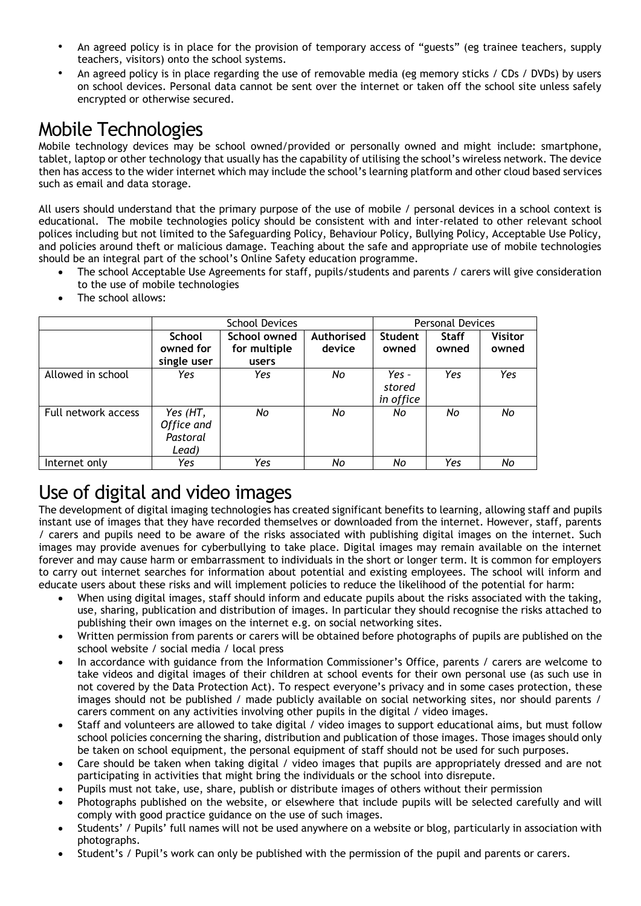- An agreed policy is in place for the provision of temporary access of "guests" (eg trainee teachers, supply teachers, visitors) onto the school systems.
- An agreed policy is in place regarding the use of removable media (eg memory sticks / CDs / DVDs) by users on school devices. Personal data cannot be sent over the internet or taken off the school site unless safely encrypted or otherwise secured.

# Mobile Technologies

Mobile technology devices may be school owned/provided or personally owned and might include: smartphone, tablet, laptop or other technology that usually has the capability of utilising the school's wireless network. The device then has access to the wider internet which may include the school's learning platform and other cloud based services such as email and data storage.

All users should understand that the primary purpose of the use of mobile / personal devices in a school context is educational. The mobile technologies policy should be consistent with and inter-related to other relevant school polices including but not limited to the Safeguarding Policy, Behaviour Policy, Bullying Policy, Acceptable Use Policy, and policies around theft or malicious damage. Teaching about the safe and appropriate use of mobile technologies should be an integral part of the school's Online Safety education programme.

- The school Acceptable Use Agreements for staff, pupils/students and parents / carers will give consideration to the use of mobile technologies
- The school allows:

| | School Devices | | | Personal Devices | | |
|---|---|---|---|---|---|---|
| | **School owned for single user** | **School owned for multiple users** | **Authorised device** | **Student owned** | **Staff owned** | **Visitor owned** |
| Allowed in school | *Yes* | *Yes* | *No* | *Yes - stored in office* | *Yes* | *Yes* |
| Full network access | *Yes (HT, Office and Pastoral Lead)* | *No* | *No* | *No* | *No* | *No* |
| Internet only | *Yes* | *Yes* | *No* | *No* | *Yes* | *No* |

# Use of digital and video images

The development of digital imaging technologies has created significant benefits to learning, allowing staff and pupils instant use of images that they have recorded themselves or downloaded from the internet. However, staff, parents / carers and pupils need to be aware of the risks associated with publishing digital images on the internet. Such images may provide avenues for cyberbullying to take place. Digital images may remain available on the internet forever and may cause harm or embarrassment to individuals in the short or longer term. It is common for employers to carry out internet searches for information about potential and existing employees. The school will inform and educate users about these risks and will implement policies to reduce the likelihood of the potential for harm:

- When using digital images, staff should inform and educate pupils about the risks associated with the taking, use, sharing, publication and distribution of images. In particular they should recognise the risks attached to publishing their own images on the internet e.g. on social networking sites.
- Written permission from parents or carers will be obtained before photographs of pupils are published on the school website / social media / local press
- In accordance with guidance from the Information Commissioner's Office, parents / carers are welcome to take videos and digital images of their children at school events for their own personal use (as such use in not covered by the Data Protection Act). To respect everyone's privacy and in some cases protection, these images should not be published / made publicly available on social networking sites, nor should parents / carers comment on any activities involving other pupils in the digital / video images.
- Staff and volunteers are allowed to take digital / video images to support educational aims, but must follow school policies concerning the sharing, distribution and publication of those images. Those images should only be taken on school equipment, the personal equipment of staff should not be used for such purposes.
- Care should be taken when taking digital / video images that pupils are appropriately dressed and are not participating in activities that might bring the individuals or the school into disrepute.
- Pupils must not take, use, share, publish or distribute images of others without their permission
- Photographs published on the website, or elsewhere that include pupils will be selected carefully and will comply with good practice guidance on the use of such images.
- Students' / Pupils' full names will not be used anywhere on a website or blog, particularly in association with photographs.
- Student's / Pupil's work can only be published with the permission of the pupil and parents or carers.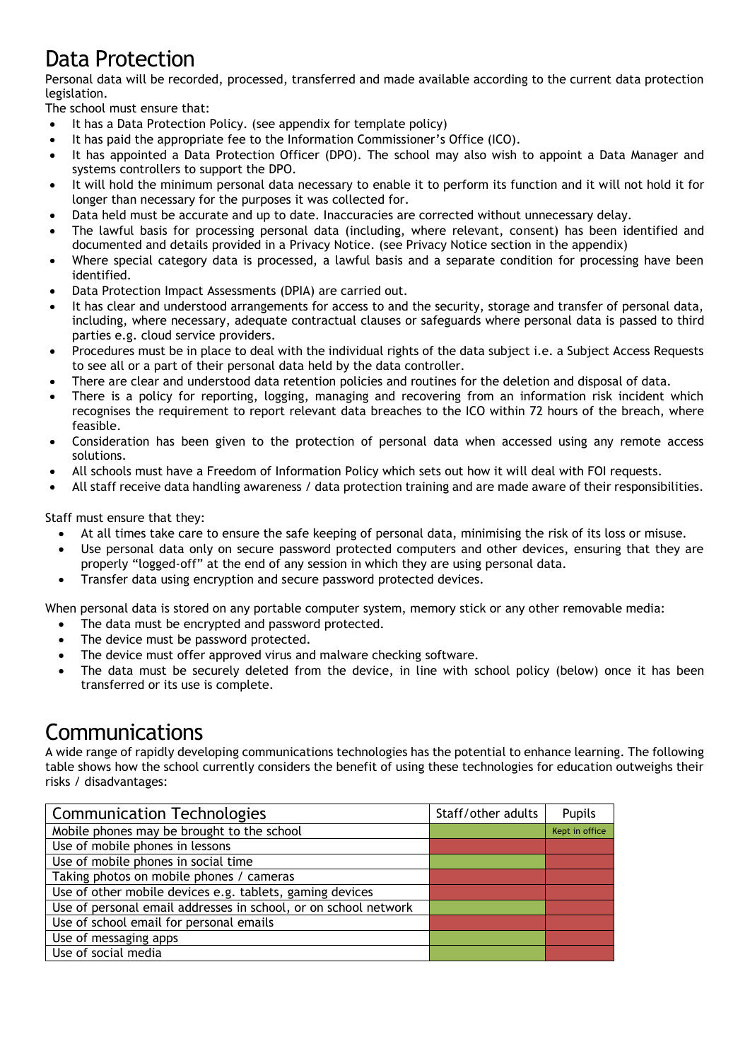# Data Protection

Personal data will be recorded, processed, transferred and made available according to the current data protection legislation.

The school must ensure that:

- It has a Data Protection Policy. (see appendix for template policy)
- It has paid the appropriate fee to the Information Commissioner's Office (ICO).
- It has appointed a Data Protection Officer (DPO). The school may also wish to appoint a Data Manager and systems controllers to support the DPO.
- It will hold the minimum personal data necessary to enable it to perform its function and it will not hold it for longer than necessary for the purposes it was collected for.
- Data held must be accurate and up to date. Inaccuracies are corrected without unnecessary delay.
- The lawful basis for processing personal data (including, where relevant, consent) has been identified and documented and details provided in a Privacy Notice. (see Privacy Notice section in the appendix)
- Where special category data is processed, a lawful basis and a separate condition for processing have been identified.
- Data Protection Impact Assessments (DPIA) are carried out.
- It has clear and understood arrangements for access to and the security, storage and transfer of personal data, including, where necessary, adequate contractual clauses or safeguards where personal data is passed to third parties e.g. cloud service providers.
- Procedures must be in place to deal with the individual rights of the data subject i.e. a Subject Access Requests to see all or a part of their personal data held by the data controller.
- There are clear and understood data retention policies and routines for the deletion and disposal of data.
- There is a policy for reporting, logging, managing and recovering from an information risk incident which recognises the requirement to report relevant data breaches to the ICO within 72 hours of the breach, where feasible.
- Consideration has been given to the protection of personal data when accessed using any remote access solutions.
- All schools must have a Freedom of Information Policy which sets out how it will deal with FOI requests.
- All staff receive data handling awareness / data protection training and are made aware of their responsibilities.

Staff must ensure that they:

- At all times take care to ensure the safe keeping of personal data, minimising the risk of its loss or misuse.
- Use personal data only on secure password protected computers and other devices, ensuring that they are properly "logged-off" at the end of any session in which they are using personal data.
- Transfer data using encryption and secure password protected devices.

When personal data is stored on any portable computer system, memory stick or any other removable media:

- The data must be encrypted and password protected.
- The device must be password protected.
- The device must offer approved virus and malware checking software.
- The data must be securely deleted from the device, in line with school policy (below) once it has been transferred or its use is complete.

# Communications

A wide range of rapidly developing communications technologies has the potential to enhance learning. The following table shows how the school currently considers the benefit of using these technologies for education outweighs their risks / disadvantages:

| Communication Technologies | Staff/other adults | Pupils |
|---|---|---|
| Mobile phones may be brought to the school | [green] | Kept in office |
| Use of mobile phones in lessons | [red] | [red] |
| Use of mobile phones in social time | [green] | [red] |
| Taking photos on mobile phones / cameras | [red] | [red] |
| Use of other mobile devices e.g. tablets, gaming devices | [red] | [red] |
| Use of personal email addresses in school, or on school network | [green] | [red] |
| Use of school email for personal emails | [red] | [red] |
| Use of messaging apps | [green] | [red] |
| Use of social media | [green] | [red] |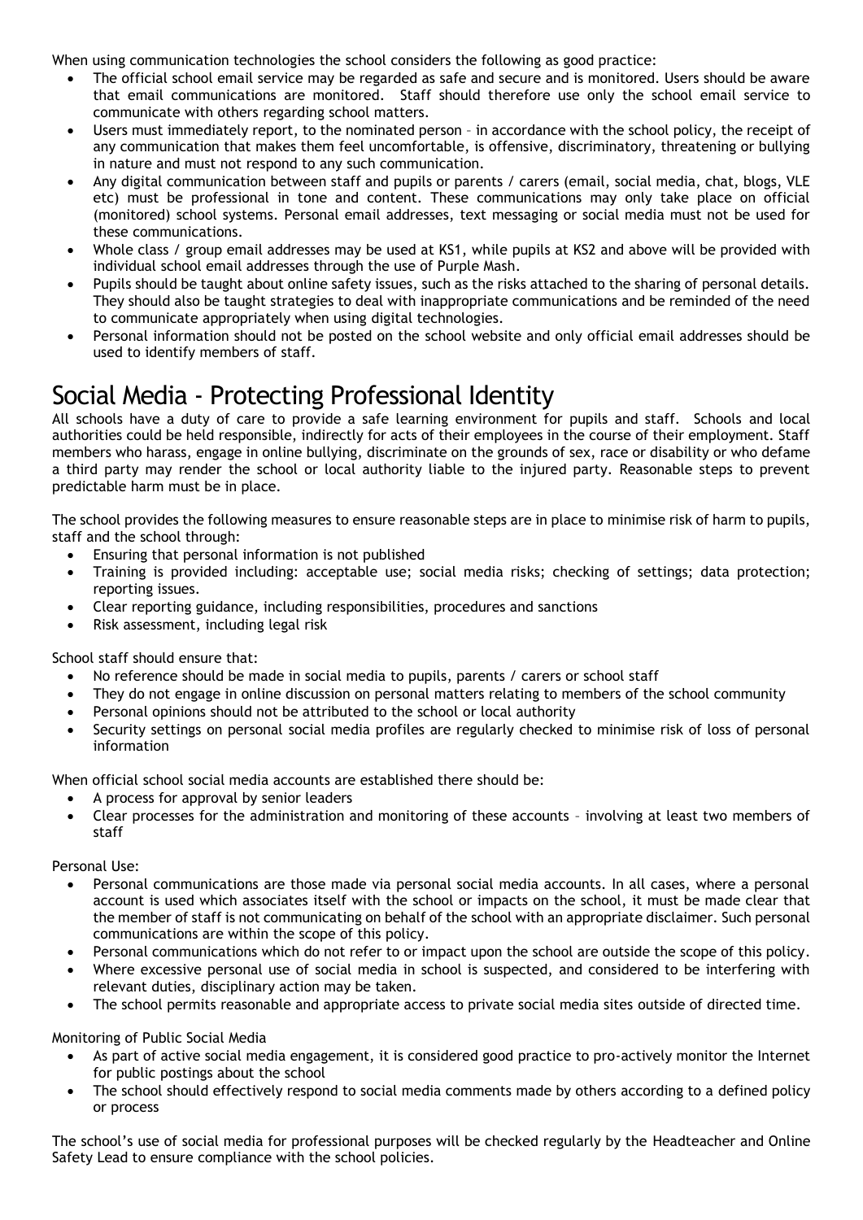When using communication technologies the school considers the following as good practice:

- The official school email service may be regarded as safe and secure and is monitored. Users should be aware that email communications are monitored. Staff should therefore use only the school email service to communicate with others regarding school matters.
- Users must immediately report, to the nominated person – in accordance with the school policy, the receipt of any communication that makes them feel uncomfortable, is offensive, discriminatory, threatening or bullying in nature and must not respond to any such communication.
- Any digital communication between staff and pupils or parents / carers (email, social media, chat, blogs, VLE etc) must be professional in tone and content. These communications may only take place on official (monitored) school systems. Personal email addresses, text messaging or social media must not be used for these communications.
- Whole class / group email addresses may be used at KS1, while pupils at KS2 and above will be provided with individual school email addresses through the use of Purple Mash.
- Pupils should be taught about online safety issues, such as the risks attached to the sharing of personal details. They should also be taught strategies to deal with inappropriate communications and be reminded of the need to communicate appropriately when using digital technologies.
- Personal information should not be posted on the school website and only official email addresses should be used to identify members of staff.

# Social Media - Protecting Professional Identity

All schools have a duty of care to provide a safe learning environment for pupils and staff. Schools and local authorities could be held responsible, indirectly for acts of their employees in the course of their employment. Staff members who harass, engage in online bullying, discriminate on the grounds of sex, race or disability or who defame a third party may render the school or local authority liable to the injured party. Reasonable steps to prevent predictable harm must be in place.

The school provides the following measures to ensure reasonable steps are in place to minimise risk of harm to pupils, staff and the school through:

- Ensuring that personal information is not published
- Training is provided including: acceptable use; social media risks; checking of settings; data protection; reporting issues.
- Clear reporting guidance, including responsibilities, procedures and sanctions
- Risk assessment, including legal risk

School staff should ensure that:

- No reference should be made in social media to pupils, parents / carers or school staff
- They do not engage in online discussion on personal matters relating to members of the school community
- Personal opinions should not be attributed to the school or local authority
- Security settings on personal social media profiles are regularly checked to minimise risk of loss of personal information

When official school social media accounts are established there should be:

- A process for approval by senior leaders
- Clear processes for the administration and monitoring of these accounts – involving at least two members of staff

Personal Use:

- Personal communications are those made via personal social media accounts. In all cases, where a personal account is used which associates itself with the school or impacts on the school, it must be made clear that the member of staff is not communicating on behalf of the school with an appropriate disclaimer. Such personal communications are within the scope of this policy.
- Personal communications which do not refer to or impact upon the school are outside the scope of this policy.
- Where excessive personal use of social media in school is suspected, and considered to be interfering with relevant duties, disciplinary action may be taken.
- The school permits reasonable and appropriate access to private social media sites outside of directed time.

Monitoring of Public Social Media

- As part of active social media engagement, it is considered good practice to pro-actively monitor the Internet for public postings about the school
- The school should effectively respond to social media comments made by others according to a defined policy or process

The school's use of social media for professional purposes will be checked regularly by the Headteacher and Online Safety Lead to ensure compliance with the school policies.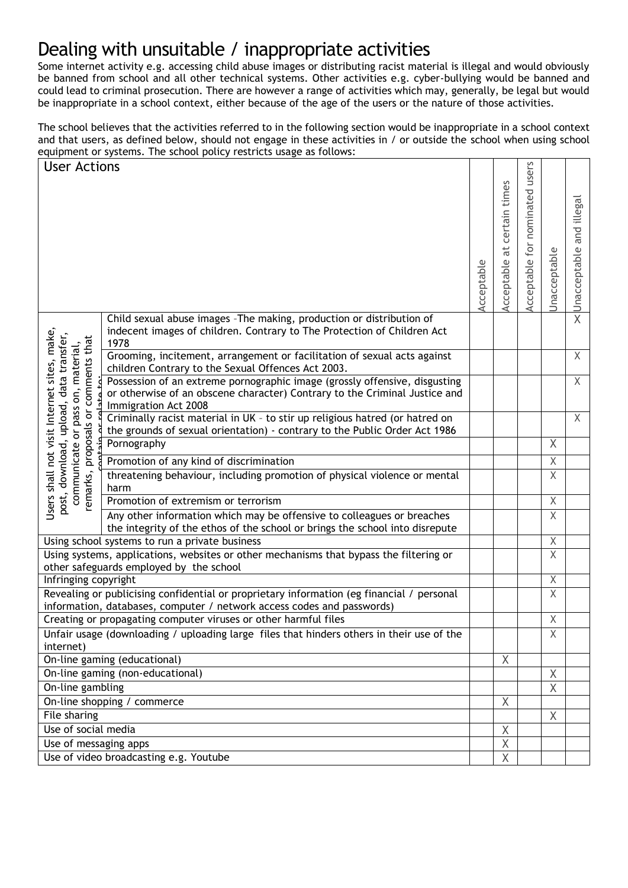# Dealing with unsuitable / inappropriate activities

Some internet activity e.g. accessing child abuse images or distributing racist material is illegal and would obviously be banned from school and all other technical systems. Other activities e.g. cyber-bullying would be banned and could lead to criminal prosecution. There are however a range of activities which may, generally, be legal but would be inappropriate in a school context, either because of the age of the users or the nature of those activities.

The school believes that the activities referred to in the following section would be inappropriate in a school context and that users, as defined below, should not engage in these activities in / or outside the school when using school equipment or systems. The school policy restricts usage as follows:

| User Actions | | Acceptable | Acceptable at certain times | Acceptable for nominated users | Unacceptable | Unacceptable and illegal |
|---|---|---|---|---|---|---|
| Users shall not visit Internet sites, make, post, download, upload, data transfer, communicate or pass on, material, remarks, proposals or comments that contain or relate to: | Child sexual abuse images –The making, production or distribution of indecent images of children. Contrary to The Protection of Children Act 1978 | | | | | X |
| | Grooming, incitement, arrangement or facilitation of sexual acts against children Contrary to the Sexual Offences Act 2003. | | | | | X |
| | Possession of an extreme pornographic image (grossly offensive, disgusting or otherwise of an obscene character) Contrary to the Criminal Justice and Immigration Act 2008 | | | | | X |
| | Criminally racist material in UK – to stir up religious hatred (or hatred on the grounds of sexual orientation) - contrary to the Public Order Act 1986 | | | | | X |
| | Pornography | | | | X | |
| | Promotion of any kind of discrimination | | | | X | |
| | threatening behaviour, including promotion of physical violence or mental harm | | | | X | |
| | Promotion of extremism or terrorism | | | | X | |
| | Any other information which may be offensive to colleagues or breaches the integrity of the ethos of the school or brings the school into disrepute | | | | X | |
| Using school systems to run a private business | | | | | X | |
| Using systems, applications, websites or other mechanisms that bypass the filtering or other safeguards employed by the school | | | | | X | |
| Infringing copyright | | | | | X | |
| Revealing or publicising confidential or proprietary information (eg financial / personal information, databases, computer / network access codes and passwords) | | | | | X | |
| Creating or propagating computer viruses or other harmful files | | | | | X | |
| Unfair usage (downloading / uploading large files that hinders others in their use of the internet) | | | | | X | |
| On-line gaming (educational) | | | X | | | |
| On-line gaming (non-educational) | | | | | X | |
| On-line gambling | | | | | X | |
| On-line shopping / commerce | | | X | | | |
| File sharing | | | | | X | |
| Use of social media | | | X | | | |
| Use of messaging apps | | | X | | | |
| Use of video broadcasting e.g. Youtube | | | X | | | |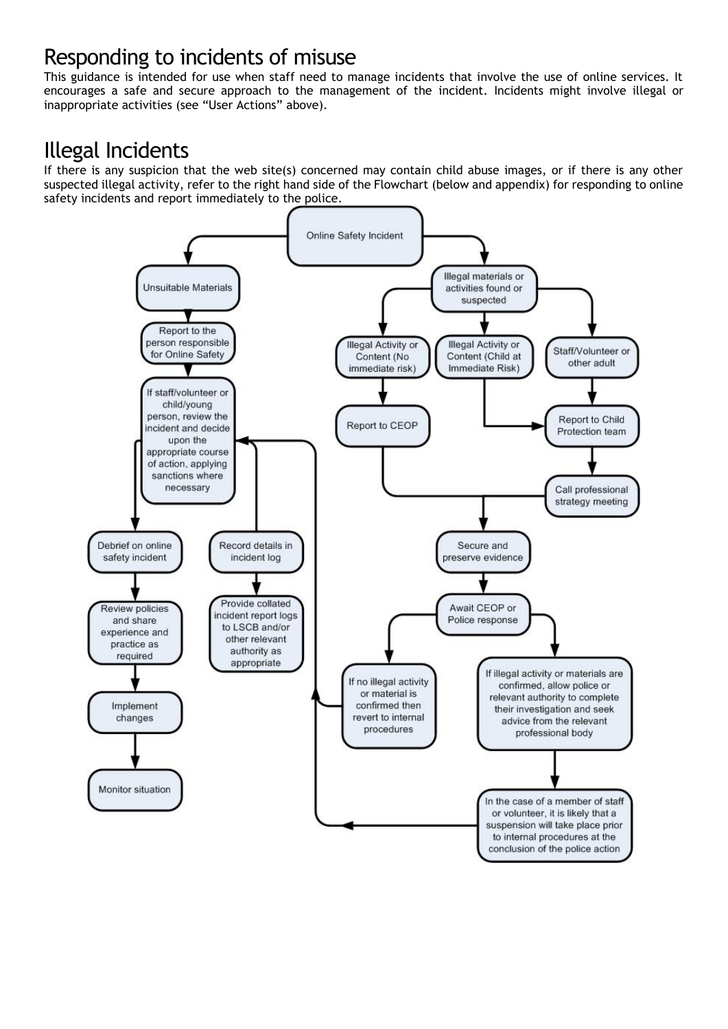## Responding to incidents of misuse

This guidance is intended for use when staff need to manage incidents that involve the use of online services. It encourages a safe and secure approach to the management of the incident. Incidents might involve illegal or inappropriate activities (see "User Actions" above).

## Illegal Incidents

If there is any suspicion that the web site(s) concerned may contain child abuse images, or if there is any other suspected illegal activity, refer to the right hand side of the Flowchart (below and appendix) for responding to online safety incidents and report immediately to the police.

Online Safety Incident

Unsuitable Materials

Report to the person responsible for Online Safety

If staff/volunteer or child/young person, review the incident and decide upon the appropriate course of action, applying sanctions where necessary

Debrief on online safety incident

Review policies and share experience and practice as required

Implement changes

Monitor situation

Record details in incident log

Provide collated incident report logs to LSCB and/or other relevant authority as appropriate

Illegal materials or activities found or suspected

Illegal Activity or Content (No immediate risk)

Illegal Activity or Content (Child at Immediate Risk)

Staff/Volunteer or other adult

Report to CEOP

Report to Child Protection team

Call professional strategy meeting

Secure and preserve evidence

Await CEOP or Police response

If no illegal activity or material is confirmed then revert to internal procedures

If illegal activity or materials are confirmed, allow police or relevant authority to complete their investigation and seek advice from the relevant professional body

In the case of a member of staff or volunteer, it is likely that a suspension will take place prior to internal procedures at the conclusion of the police action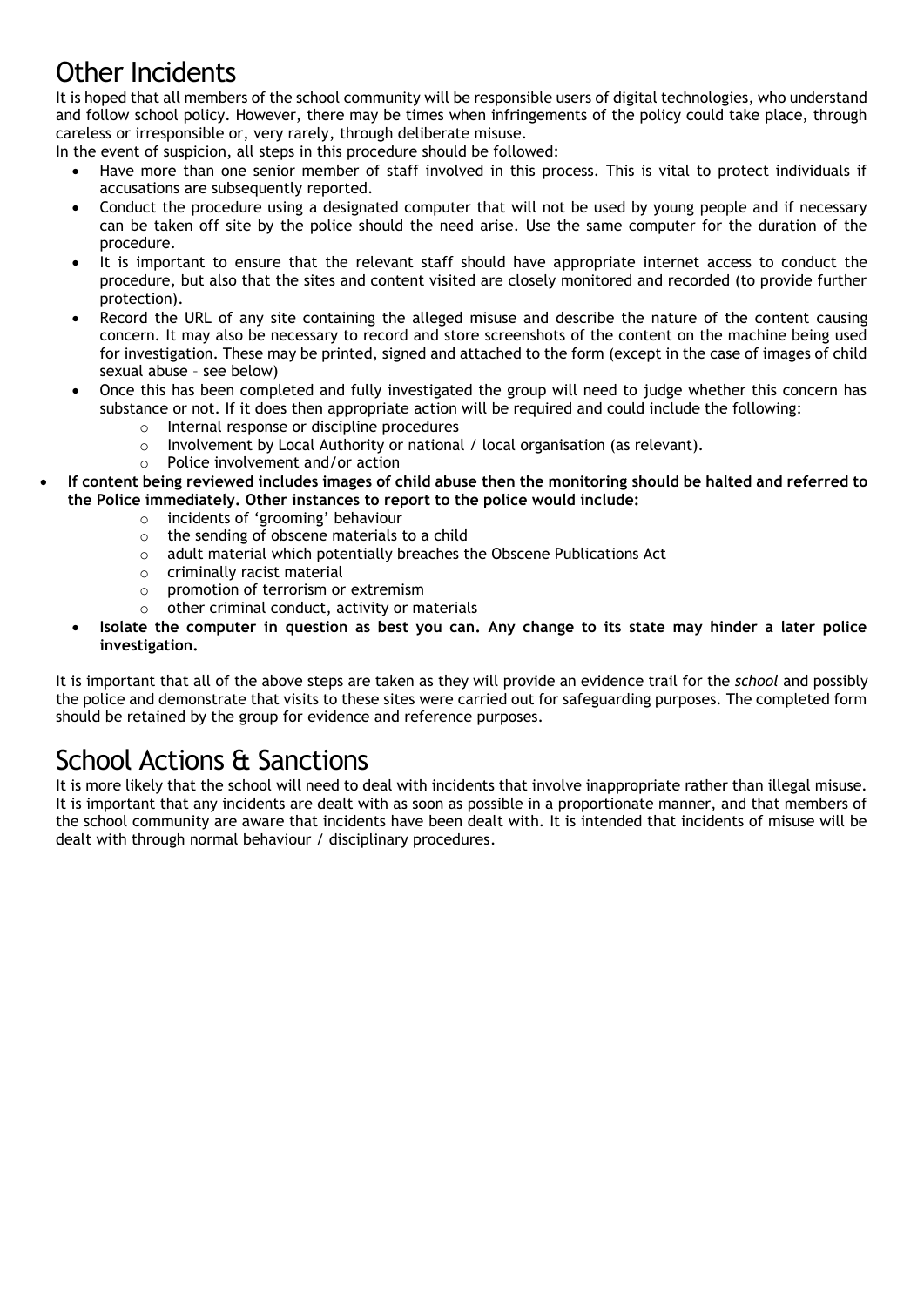# Other Incidents

It is hoped that all members of the school community will be responsible users of digital technologies, who understand and follow school policy. However, there may be times when infringements of the policy could take place, through careless or irresponsible or, very rarely, through deliberate misuse.

In the event of suspicion, all steps in this procedure should be followed:

- Have more than one senior member of staff involved in this process. This is vital to protect individuals if accusations are subsequently reported.
- Conduct the procedure using a designated computer that will not be used by young people and if necessary can be taken off site by the police should the need arise. Use the same computer for the duration of the procedure.
- It is important to ensure that the relevant staff should have appropriate internet access to conduct the procedure, but also that the sites and content visited are closely monitored and recorded (to provide further protection).
- Record the URL of any site containing the alleged misuse and describe the nature of the content causing concern. It may also be necessary to record and store screenshots of the content on the machine being used for investigation. These may be printed, signed and attached to the form (except in the case of images of child sexual abuse – see below)
- Once this has been completed and fully investigated the group will need to judge whether this concern has substance or not. If it does then appropriate action will be required and could include the following:
    - Internal response or discipline procedures
    - Involvement by Local Authority or national / local organisation (as relevant).
    - Police involvement and/or action
- **If content being reviewed includes images of child abuse then the monitoring should be halted and referred to the Police immediately. Other instances to report to the police would include:**
    - incidents of 'grooming' behaviour
    - the sending of obscene materials to a child
    - adult material which potentially breaches the Obscene Publications Act
    - criminally racist material
    - promotion of terrorism or extremism
    - other criminal conduct, activity or materials
- **Isolate the computer in question as best you can. Any change to its state may hinder a later police investigation.**

It is important that all of the above steps are taken as they will provide an evidence trail for the *school* and possibly the police and demonstrate that visits to these sites were carried out for safeguarding purposes. The completed form should be retained by the group for evidence and reference purposes.

# School Actions & Sanctions

It is more likely that the school will need to deal with incidents that involve inappropriate rather than illegal misuse. It is important that any incidents are dealt with as soon as possible in a proportionate manner, and that members of the school community are aware that incidents have been dealt with. It is intended that incidents of misuse will be dealt with through normal behaviour / disciplinary procedures.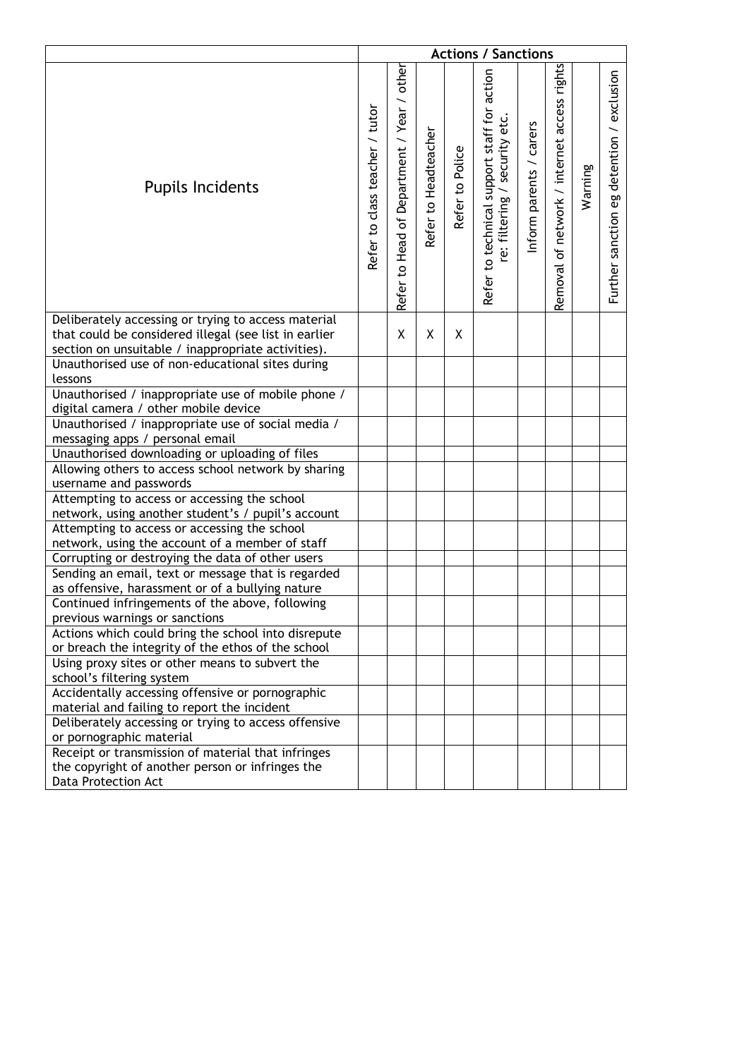| Pupils Incidents | Actions / Sanctions | | | | | | | | |
|---|---|---|---|---|---|---|---|---|---|
| | Refer to class teacher / tutor | Refer to Head of Department / Year / other | Refer to Headteacher | Refer to Police | Refer to technical support staff for action re: filtering / security etc. | Inform parents / carers | Removal of network / internet access rights | Warning | Further sanction eg detention / exclusion |
| Deliberately accessing or trying to access material that could be considered illegal (see list in earlier section on unsuitable / inappropriate activities). | | X | X | X | | | | | |
| Unauthorised use of non-educational sites during lessons | | | | | | | | | |
| Unauthorised / inappropriate use of mobile phone / digital camera / other mobile device | | | | | | | | | |
| Unauthorised / inappropriate use of social media / messaging apps / personal email | | | | | | | | | |
| Unauthorised downloading or uploading of files | | | | | | | | | |
| Allowing others to access school network by sharing username and passwords | | | | | | | | | |
| Attempting to access or accessing the school network, using another student's / pupil's account | | | | | | | | | |
| Attempting to access or accessing the school network, using the account of a member of staff | | | | | | | | | |
| Corrupting or destroying the data of other users | | | | | | | | | |
| Sending an email, text or message that is regarded as offensive, harassment or of a bullying nature | | | | | | | | | |
| Continued infringements of the above, following previous warnings or sanctions | | | | | | | | | |
| Actions which could bring the school into disrepute or breach the integrity of the ethos of the school | | | | | | | | | |
| Using proxy sites or other means to subvert the school's filtering system | | | | | | | | | |
| Accidentally accessing offensive or pornographic material and failing to report the incident | | | | | | | | | |
| Deliberately accessing or trying to access offensive or pornographic material | | | | | | | | | |
| Receipt or transmission of material that infringes the copyright of another person or infringes the Data Protection Act | | | | | | | | | |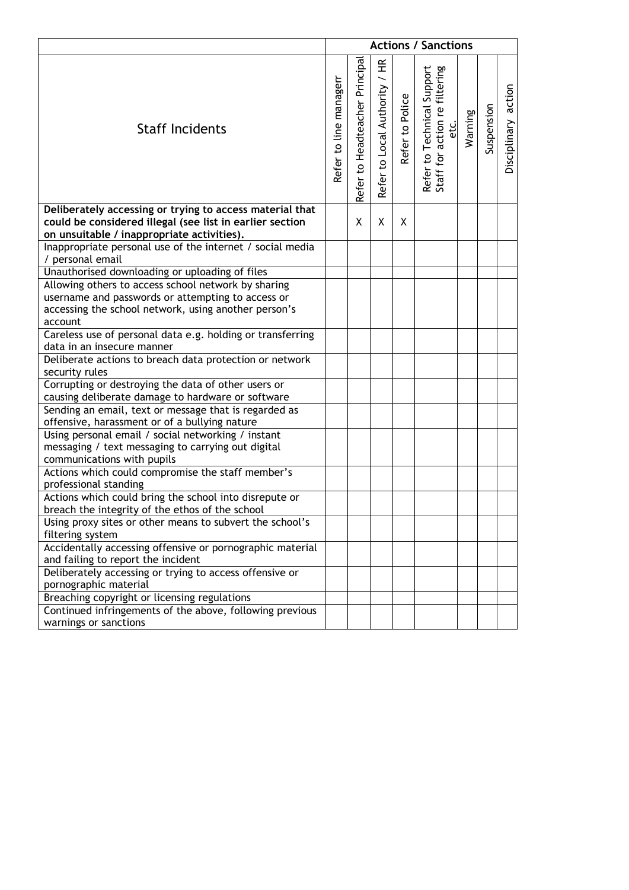| Staff Incidents | Actions / Sanctions | | | | | | | |
|---|---|---|---|---|---|---|---|---|
| | Refer to line managerr | Refer to Headteacher Principal | Refer to Local Authority / HR | Refer to Police | Refer to Technical Support Staff for action re filtering etc. | Warning | Suspension | Disciplinary action |
| **Deliberately accessing or trying to access material that could be considered illegal (see list in earlier section on unsuitable / inappropriate activities).** | | X | X | X | | | | |
| Inappropriate personal use of the internet / social media / personal email | | | | | | | | |
| Unauthorised downloading or uploading of files | | | | | | | | |
| Allowing others to access school network by sharing username and passwords or attempting to access or accessing the school network, using another person's account | | | | | | | | |
| Careless use of personal data e.g. holding or transferring data in an insecure manner | | | | | | | | |
| Deliberate actions to breach data protection or network security rules | | | | | | | | |
| Corrupting or destroying the data of other users or causing deliberate damage to hardware or software | | | | | | | | |
| Sending an email, text or message that is regarded as offensive, harassment or of a bullying nature | | | | | | | | |
| Using personal email / social networking / instant messaging / text messaging to carrying out digital communications with pupils | | | | | | | | |
| Actions which could compromise the staff member's professional standing | | | | | | | | |
| Actions which could bring the school into disrepute or breach the integrity of the ethos of the school | | | | | | | | |
| Using proxy sites or other means to subvert the school's filtering system | | | | | | | | |
| Accidentally accessing offensive or pornographic material and failing to report the incident | | | | | | | | |
| Deliberately accessing or trying to access offensive or pornographic material | | | | | | | | |
| Breaching copyright or licensing regulations | | | | | | | | |
| Continued infringements of the above, following previous warnings or sanctions | | | | | | | | |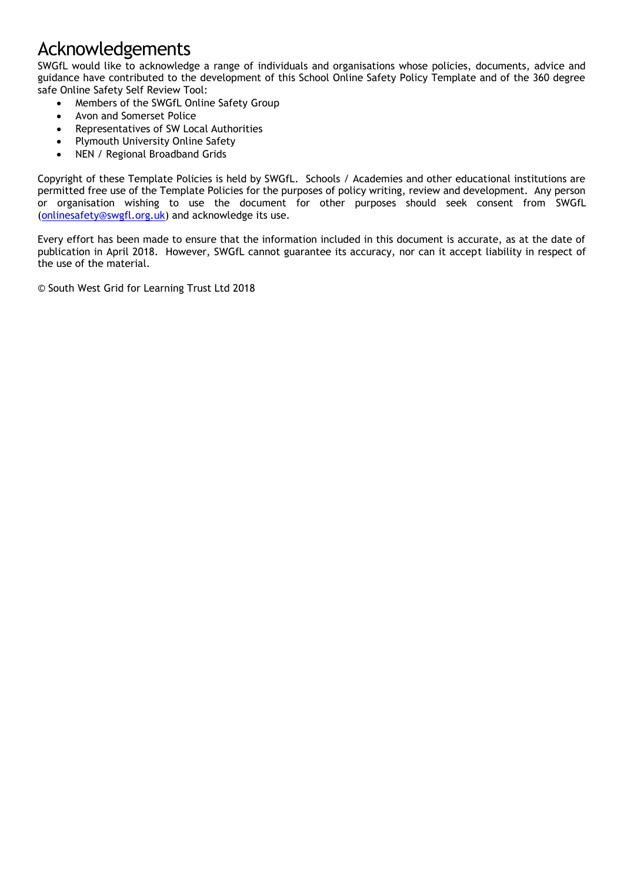# Acknowledgements

SWGfL would like to acknowledge a range of individuals and organisations whose policies, documents, advice and guidance have contributed to the development of this School Online Safety Policy Template and of the 360 degree safe Online Safety Self Review Tool:

- Members of the SWGfL Online Safety Group
- Avon and Somerset Police
- Representatives of SW Local Authorities
- Plymouth University Online Safety
- NEN / Regional Broadband Grids

Copyright of these Template Policies is held by SWGfL. Schools / Academies and other educational institutions are permitted free use of the Template Policies for the purposes of policy writing, review and development. Any person or organisation wishing to use the document for other purposes should seek consent from SWGfL (onlinesafety@swgfl.org.uk) and acknowledge its use.

Every effort has been made to ensure that the information included in this document is accurate, as at the date of publication in April 2018. However, SWGfL cannot guarantee its accuracy, nor can it accept liability in respect of the use of the material.

© South West Grid for Learning Trust Ltd 2018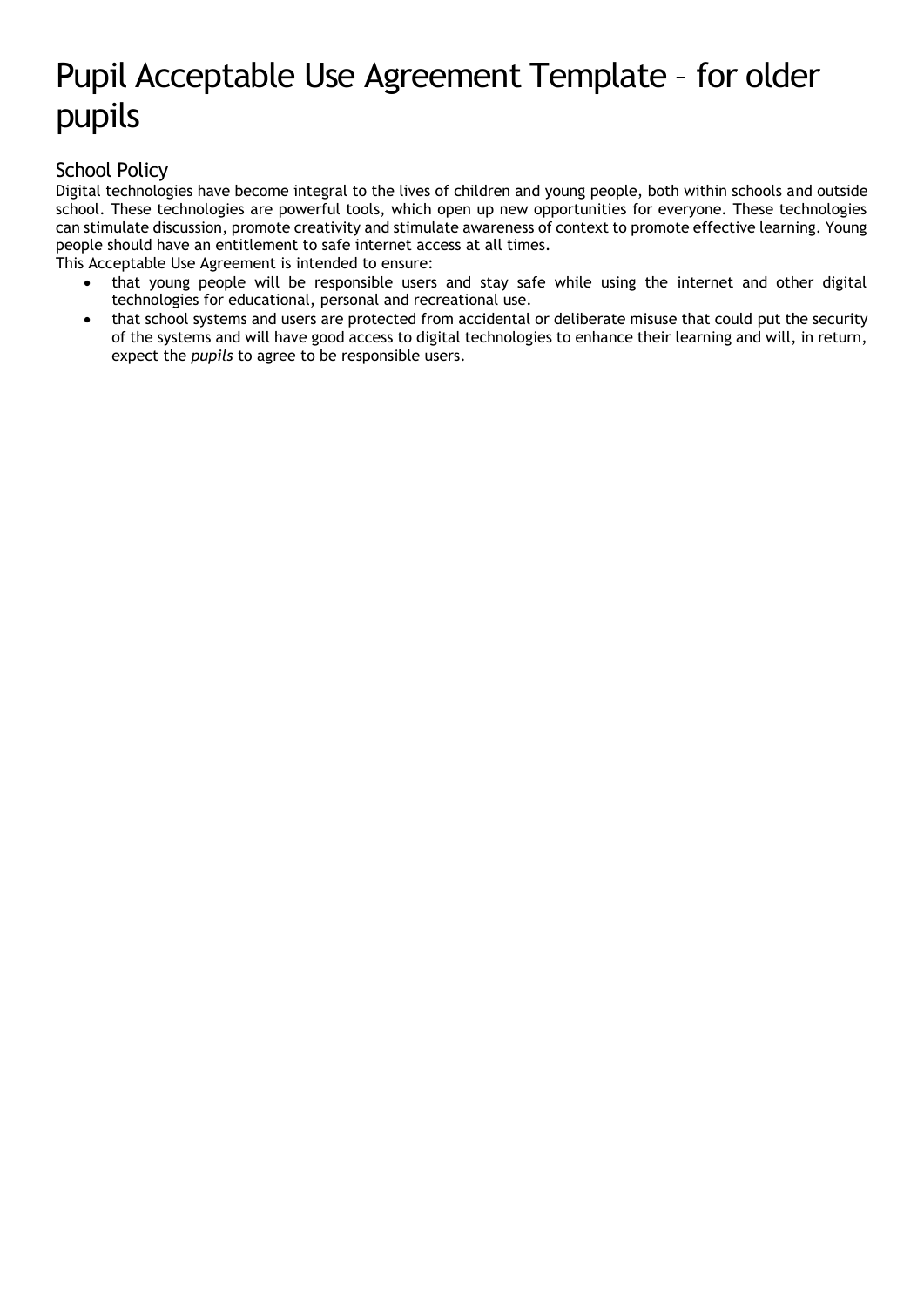# Pupil Acceptable Use Agreement Template – for older pupils

## School Policy

Digital technologies have become integral to the lives of children and young people, both within schools and outside school. These technologies are powerful tools, which open up new opportunities for everyone. These technologies can stimulate discussion, promote creativity and stimulate awareness of context to promote effective learning. Young people should have an entitlement to safe internet access at all times.

This Acceptable Use Agreement is intended to ensure:

- that young people will be responsible users and stay safe while using the internet and other digital technologies for educational, personal and recreational use.
- that school systems and users are protected from accidental or deliberate misuse that could put the security of the systems and will have good access to digital technologies to enhance their learning and will, in return, expect the *pupils* to agree to be responsible users.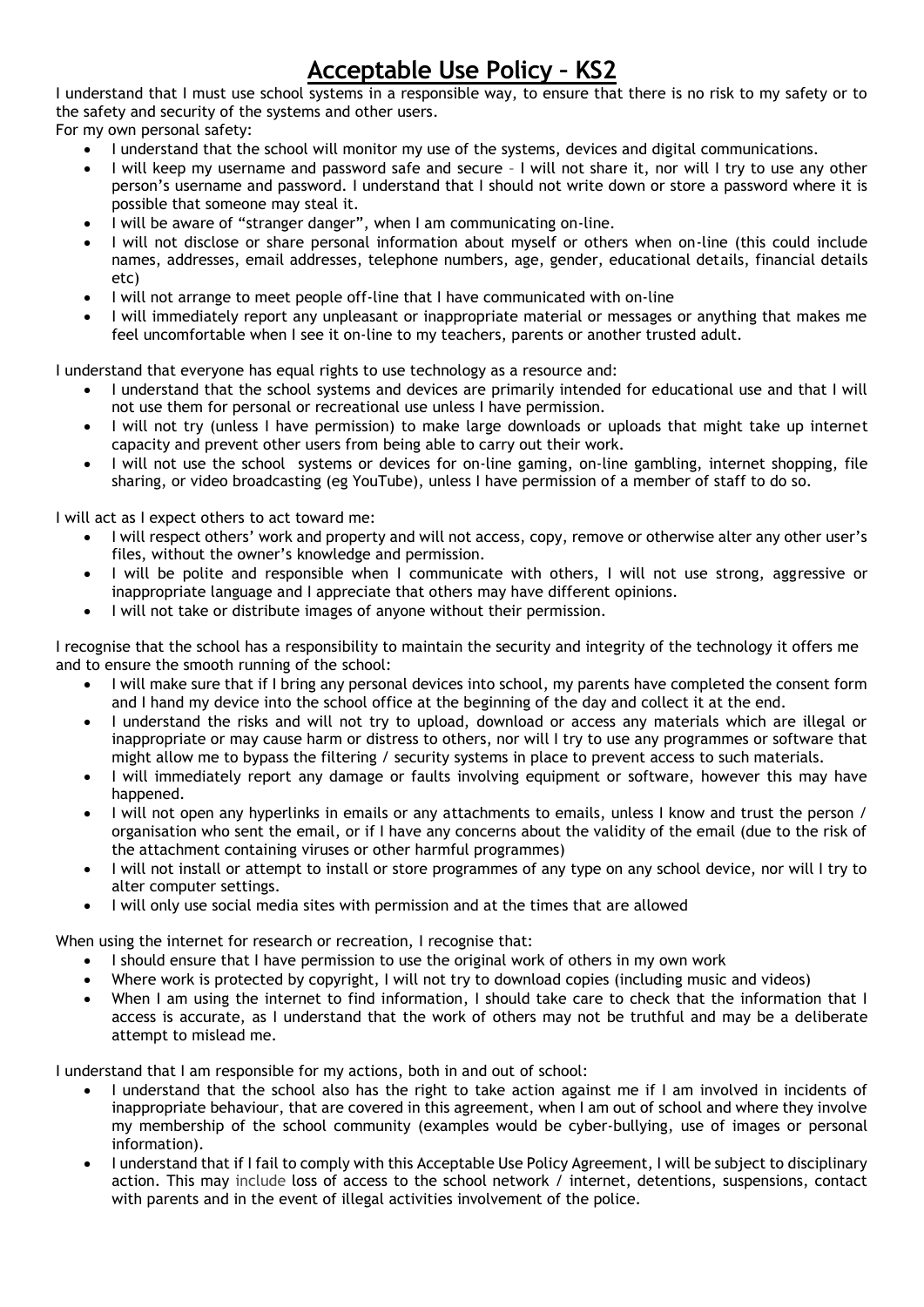# Acceptable Use Policy – KS2

I understand that I must use school systems in a responsible way, to ensure that there is no risk to my safety or to the safety and security of the systems and other users.

For my own personal safety:

- I understand that the school will monitor my use of the systems, devices and digital communications.
- I will keep my username and password safe and secure – I will not share it, nor will I try to use any other person's username and password. I understand that I should not write down or store a password where it is possible that someone may steal it.
- I will be aware of "stranger danger", when I am communicating on-line.
- I will not disclose or share personal information about myself or others when on-line (this could include names, addresses, email addresses, telephone numbers, age, gender, educational details, financial details etc)
- I will not arrange to meet people off-line that I have communicated with on-line
- I will immediately report any unpleasant or inappropriate material or messages or anything that makes me feel uncomfortable when I see it on-line to my teachers, parents or another trusted adult.

I understand that everyone has equal rights to use technology as a resource and:

- I understand that the school systems and devices are primarily intended for educational use and that I will not use them for personal or recreational use unless I have permission.
- I will not try (unless I have permission) to make large downloads or uploads that might take up internet capacity and prevent other users from being able to carry out their work.
- I will not use the school systems or devices for on-line gaming, on-line gambling, internet shopping, file sharing, or video broadcasting (eg YouTube), unless I have permission of a member of staff to do so.

I will act as I expect others to act toward me:

- I will respect others' work and property and will not access, copy, remove or otherwise alter any other user's files, without the owner's knowledge and permission.
- I will be polite and responsible when I communicate with others, I will not use strong, aggressive or inappropriate language and I appreciate that others may have different opinions.
- I will not take or distribute images of anyone without their permission.

I recognise that the school has a responsibility to maintain the security and integrity of the technology it offers me and to ensure the smooth running of the school:

- I will make sure that if I bring any personal devices into school, my parents have completed the consent form and I hand my device into the school office at the beginning of the day and collect it at the end.
- I understand the risks and will not try to upload, download or access any materials which are illegal or inappropriate or may cause harm or distress to others, nor will I try to use any programmes or software that might allow me to bypass the filtering / security systems in place to prevent access to such materials.
- I will immediately report any damage or faults involving equipment or software, however this may have happened.
- I will not open any hyperlinks in emails or any attachments to emails, unless I know and trust the person / organisation who sent the email, or if I have any concerns about the validity of the email (due to the risk of the attachment containing viruses or other harmful programmes)
- I will not install or attempt to install or store programmes of any type on any school device, nor will I try to alter computer settings.
- I will only use social media sites with permission and at the times that are allowed

When using the internet for research or recreation, I recognise that:

- I should ensure that I have permission to use the original work of others in my own work
- Where work is protected by copyright, I will not try to download copies (including music and videos)
- When I am using the internet to find information, I should take care to check that the information that I access is accurate, as I understand that the work of others may not be truthful and may be a deliberate attempt to mislead me.

I understand that I am responsible for my actions, both in and out of school:

- I understand that the school also has the right to take action against me if I am involved in incidents of inappropriate behaviour, that are covered in this agreement, when I am out of school and where they involve my membership of the school community (examples would be cyber-bullying, use of images or personal information).
- I understand that if I fail to comply with this Acceptable Use Policy Agreement, I will be subject to disciplinary action. This may include loss of access to the school network / internet, detentions, suspensions, contact with parents and in the event of illegal activities involvement of the police.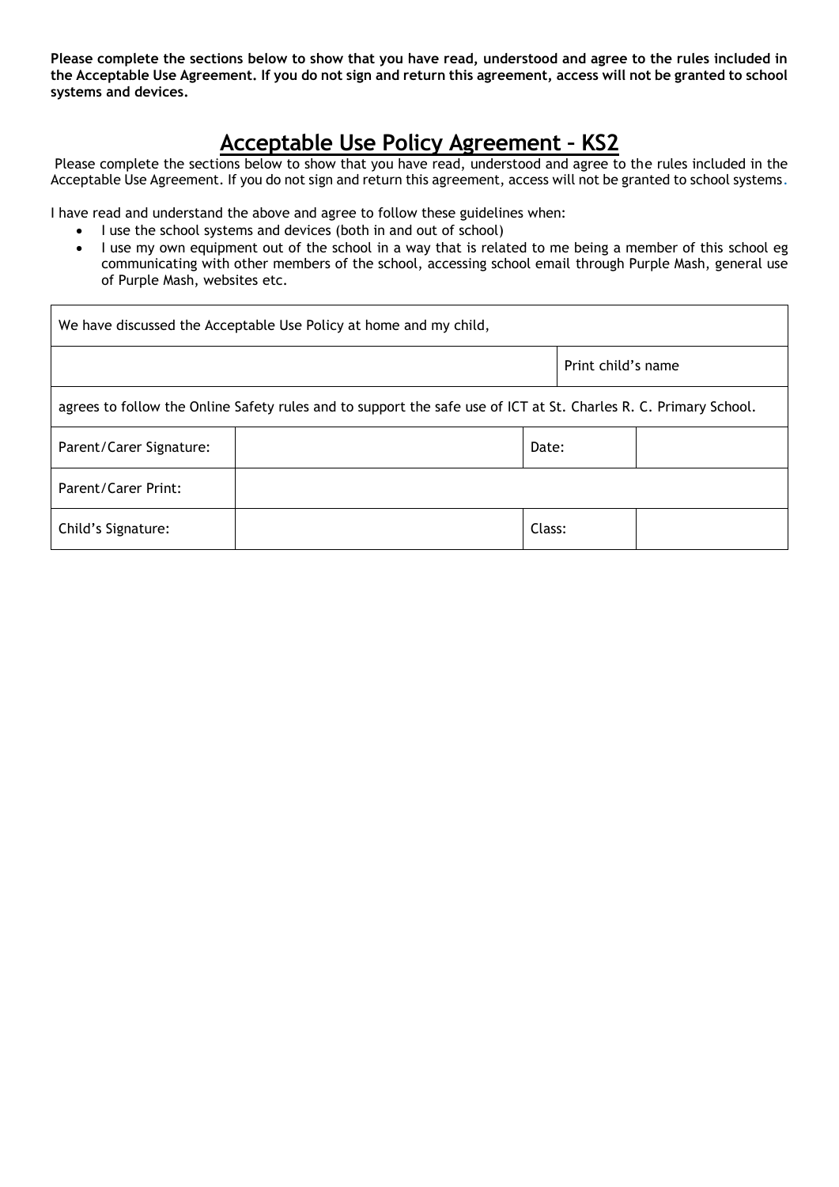**Please complete the sections below to show that you have read, understood and agree to the rules included in the Acceptable Use Agreement. If you do not sign and return this agreement, access will not be granted to school systems and devices.**

# Acceptable Use Policy Agreement – KS2

Please complete the sections below to show that you have read, understood and agree to the rules included in the Acceptable Use Agreement. If you do not sign and return this agreement, access will not be granted to school systems.

I have read and understand the above and agree to follow these guidelines when:

- I use the school systems and devices (both in and out of school)
- I use my own equipment out of the school in a way that is related to me being a member of this school eg communicating with other members of the school, accessing school email through Purple Mash, general use of Purple Mash, websites etc.

| We have discussed the Acceptable Use Policy at home and my child, | | | |
|---|---|---|---|
| | | Print child's name | |
| agrees to follow the Online Safety rules and to support the safe use of ICT at St. Charles R. C. Primary School. | | | |
| Parent/Carer Signature: | | Date: | |
| Parent/Carer Print: | | | |
| Child's Signature: | | Class: | |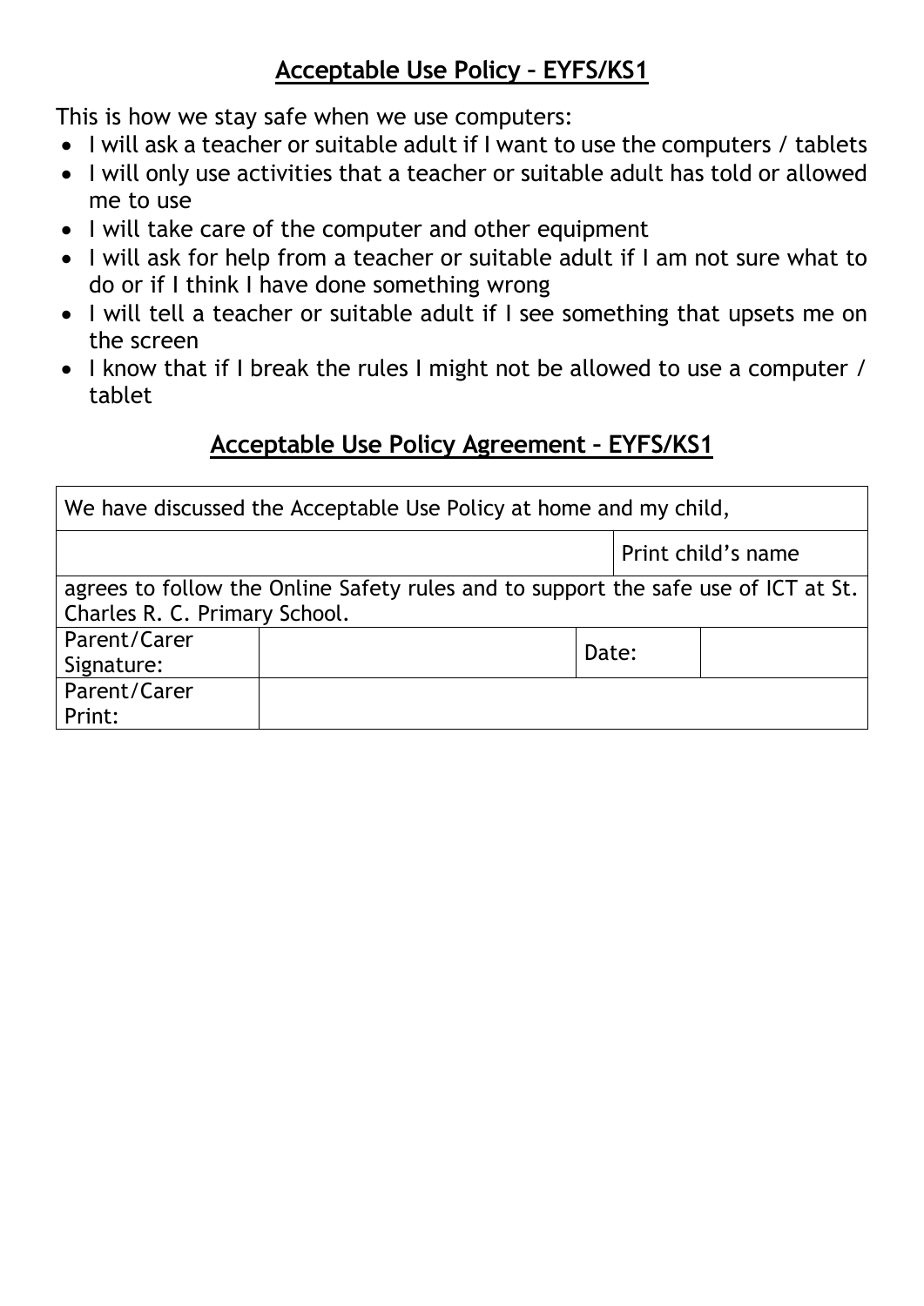## Acceptable Use Policy – EYFS/KS1

This is how we stay safe when we use computers:

- I will ask a teacher or suitable adult if I want to use the computers / tablets
- I will only use activities that a teacher or suitable adult has told or allowed me to use
- I will take care of the computer and other equipment
- I will ask for help from a teacher or suitable adult if I am not sure what to do or if I think I have done something wrong
- I will tell a teacher or suitable adult if I see something that upsets me on the screen
- I know that if I break the rules I might not be allowed to use a computer / tablet

## Acceptable Use Policy Agreement – EYFS/KS1

| We have discussed the Acceptable Use Policy at home and my child, | | | |
|---|---|---|---|
| | | Print child's name | |
| agrees to follow the Online Safety rules and to support the safe use of ICT at St. Charles R. C. Primary School. | | | |
| Parent/Carer Signature: | | Date: | |
| Parent/Carer Print: | | | |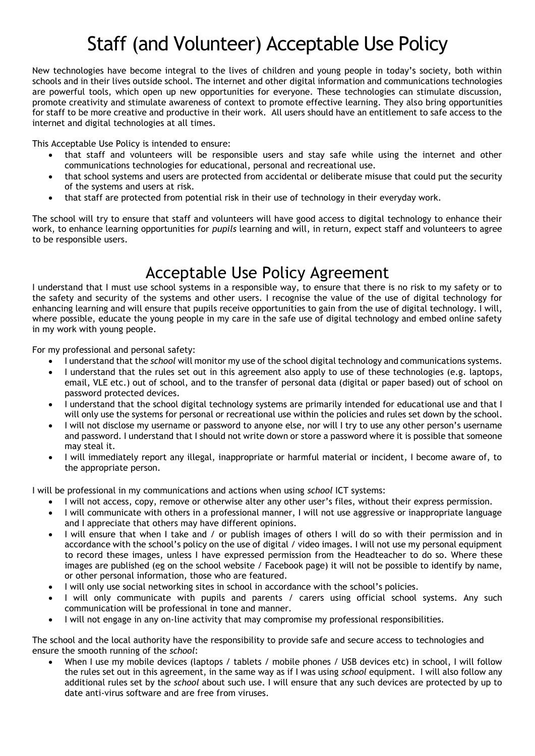# Staff (and Volunteer) Acceptable Use Policy

New technologies have become integral to the lives of children and young people in today's society, both within schools and in their lives outside school. The internet and other digital information and communications technologies are powerful tools, which open up new opportunities for everyone. These technologies can stimulate discussion, promote creativity and stimulate awareness of context to promote effective learning. They also bring opportunities for staff to be more creative and productive in their work. All users should have an entitlement to safe access to the internet and digital technologies at all times.

This Acceptable Use Policy is intended to ensure:

- that staff and volunteers will be responsible users and stay safe while using the internet and other communications technologies for educational, personal and recreational use.
- that school systems and users are protected from accidental or deliberate misuse that could put the security of the systems and users at risk.
- that staff are protected from potential risk in their use of technology in their everyday work.

The school will try to ensure that staff and volunteers will have good access to digital technology to enhance their work, to enhance learning opportunities for *pupils* learning and will, in return, expect staff and volunteers to agree to be responsible users.

# Acceptable Use Policy Agreement

I understand that I must use school systems in a responsible way, to ensure that there is no risk to my safety or to the safety and security of the systems and other users. I recognise the value of the use of digital technology for enhancing learning and will ensure that pupils receive opportunities to gain from the use of digital technology. I will, where possible, educate the young people in my care in the safe use of digital technology and embed online safety in my work with young people.

For my professional and personal safety:

- I understand that the *school* will monitor my use of the school digital technology and communications systems.
- I understand that the rules set out in this agreement also apply to use of these technologies (e.g. laptops, email, VLE etc.) out of school, and to the transfer of personal data (digital or paper based) out of school on password protected devices.
- I understand that the school digital technology systems are primarily intended for educational use and that I will only use the systems for personal or recreational use within the policies and rules set down by the school.
- I will not disclose my username or password to anyone else, nor will I try to use any other person's username and password. I understand that I should not write down or store a password where it is possible that someone may steal it.
- I will immediately report any illegal, inappropriate or harmful material or incident, I become aware of, to the appropriate person.

I will be professional in my communications and actions when using *school* ICT systems:

- I will not access, copy, remove or otherwise alter any other user's files, without their express permission.
- I will communicate with others in a professional manner, I will not use aggressive or inappropriate language and I appreciate that others may have different opinions.
- I will ensure that when I take and / or publish images of others I will do so with their permission and in accordance with the school's policy on the use of digital / video images. I will not use my personal equipment to record these images, unless I have expressed permission from the Headteacher to do so. Where these images are published (eg on the school website / Facebook page) it will not be possible to identify by name, or other personal information, those who are featured.
- I will only use social networking sites in school in accordance with the school's policies.
- I will only communicate with pupils and parents / carers using official school systems. Any such communication will be professional in tone and manner.
- I will not engage in any on-line activity that may compromise my professional responsibilities.

The school and the local authority have the responsibility to provide safe and secure access to technologies and ensure the smooth running of the *school*:

- When I use my mobile devices (laptops / tablets / mobile phones / USB devices etc) in school, I will follow the rules set out in this agreement, in the same way as if I was using *school* equipment. I will also follow any additional rules set by the *school* about such use. I will ensure that any such devices are protected by up to date anti-virus software and are free from viruses.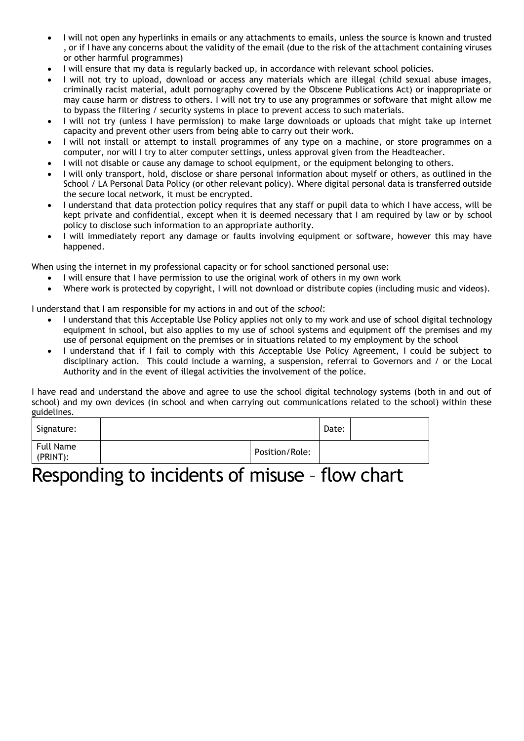- I will not open any hyperlinks in emails or any attachments to emails, unless the source is known and trusted , or if I have any concerns about the validity of the email (due to the risk of the attachment containing viruses or other harmful programmes)
- I will ensure that my data is regularly backed up, in accordance with relevant school policies.
- I will not try to upload, download or access any materials which are illegal (child sexual abuse images, criminally racist material, adult pornography covered by the Obscene Publications Act) or inappropriate or may cause harm or distress to others. I will not try to use any programmes or software that might allow me to bypass the filtering / security systems in place to prevent access to such materials.
- I will not try (unless I have permission) to make large downloads or uploads that might take up internet capacity and prevent other users from being able to carry out their work.
- I will not install or attempt to install programmes of any type on a machine, or store programmes on a computer, nor will I try to alter computer settings, unless approval given from the Headteacher.
- I will not disable or cause any damage to school equipment, or the equipment belonging to others.
- I will only transport, hold, disclose or share personal information about myself or others, as outlined in the School / LA Personal Data Policy (or other relevant policy). Where digital personal data is transferred outside the secure local network, it must be encrypted.
- I understand that data protection policy requires that any staff or pupil data to which I have access, will be kept private and confidential, except when it is deemed necessary that I am required by law or by school policy to disclose such information to an appropriate authority.
- I will immediately report any damage or faults involving equipment or software, however this may have happened.

When using the internet in my professional capacity or for school sanctioned personal use:

- I will ensure that I have permission to use the original work of others in my own work
- Where work is protected by copyright, I will not download or distribute copies (including music and videos).

I understand that I am responsible for my actions in and out of the *school*:

- I understand that this Acceptable Use Policy applies not only to my work and use of school digital technology equipment in school, but also applies to my use of school systems and equipment off the premises and my use of personal equipment on the premises or in situations related to my employment by the school
- I understand that if I fail to comply with this Acceptable Use Policy Agreement, I could be subject to disciplinary action. This could include a warning, a suspension, referral to Governors and / or the Local Authority and in the event of illegal activities the involvement of the police.

I have read and understand the above and agree to use the school digital technology systems (both in and out of school) and my own devices (in school and when carrying out communications related to the school) within these guidelines.

| Signature: | | | Date: | |
|---|---|---|---|---|
| Full Name (PRINT): | | Position/Role: | | |

# Responding to incidents of misuse – flow chart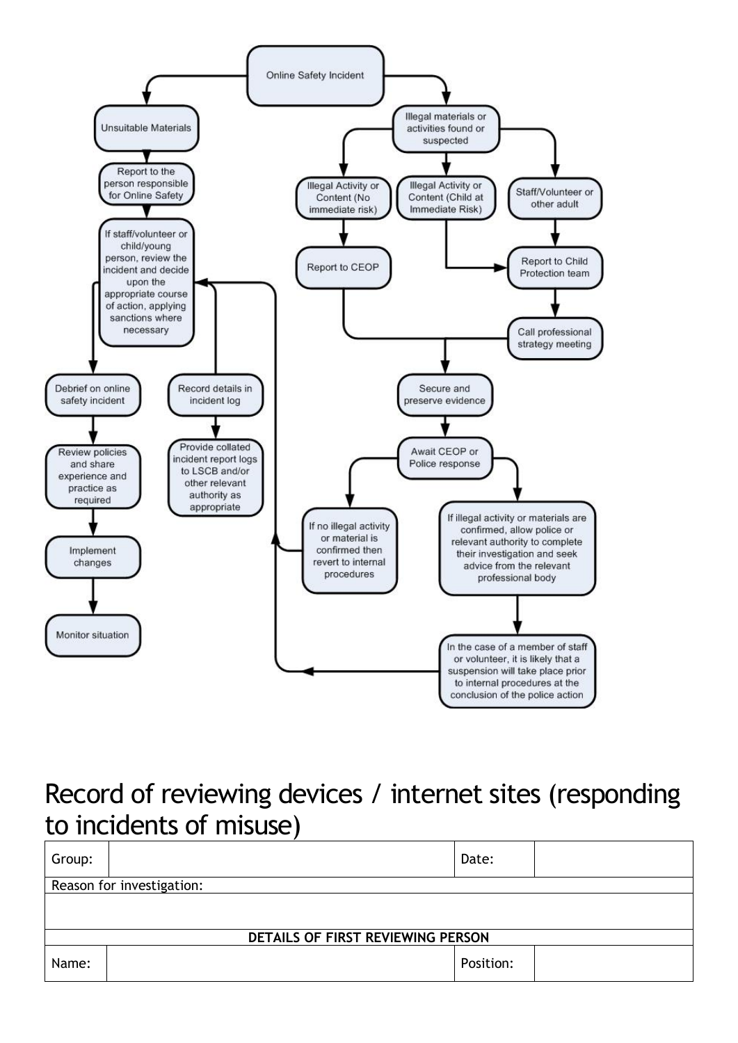Online Safety Incident

- Unsuitable Materials
  - Report to the person responsible for Online Safety
  - If staff/volunteer or child/young person, review the incident and decide upon the appropriate course of action, applying sanctions where necessary
    - Debrief on online safety incident
      - Review policies and share experience and practice as required
      - Implement changes
      - Monitor situation
    - Record details in incident log
      - Provide collated incident report logs to LSCB and/or other relevant authority as appropriate
- Illegal materials or activities found or suspected
  - Illegal Activity or Content (No immediate risk)
    - Report to CEOP
  - Illegal Activity or Content (Child at Immediate Risk)
    - Report to Child Protection team
  - Staff/Volunteer or other adult
    - Report to Child Protection team
    - Call professional strategy meeting
  - Secure and preserve evidence
  - Await CEOP or Police response
    - If no illegal activity or material is confirmed then revert to internal procedures
    - If illegal activity or materials are confirmed, allow police or relevant authority to complete their investigation and seek advice from the relevant professional body
      - In the case of a member of staff or volunteer, it is likely that a suspension will take place prior to internal procedures at the conclusion of the police action

# Record of reviewing devices / internet sites (responding to incidents of misuse)

| Group: | | Date: | |
|---|---|---|---|
| Reason for investigation: | | | |
| | | | |
| **DETAILS OF FIRST REVIEWING PERSON** | | | |
| Name: | | Position: | |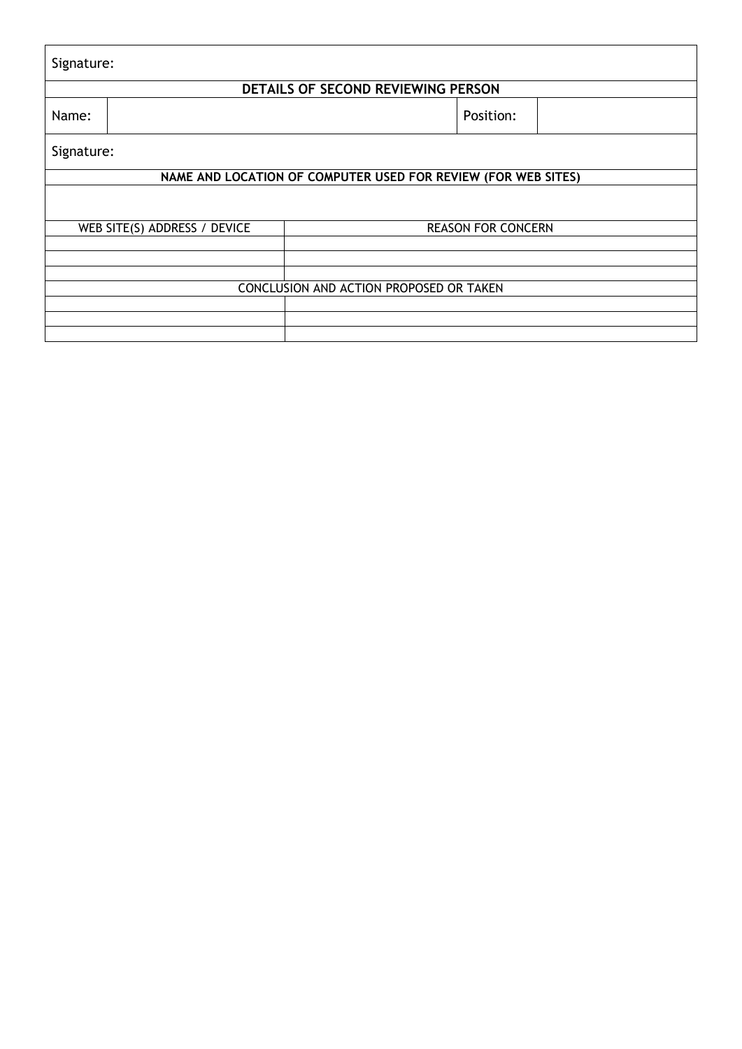| Signature: | | | |
|---|---|---|---|
| **DETAILS OF SECOND REVIEWING PERSON** | | | |
| Name: | | Position: | |
| Signature: | | | |

| **NAME AND LOCATION OF COMPUTER USED FOR REVIEW (FOR WEB SITES)** | |
|---|---|
| | |
| WEB SITE(S) ADDRESS / DEVICE | REASON FOR CONCERN |
| | |
| | |
| | |
| CONCLUSION AND ACTION PROPOSED OR TAKEN | |
| | |
| | |
| | |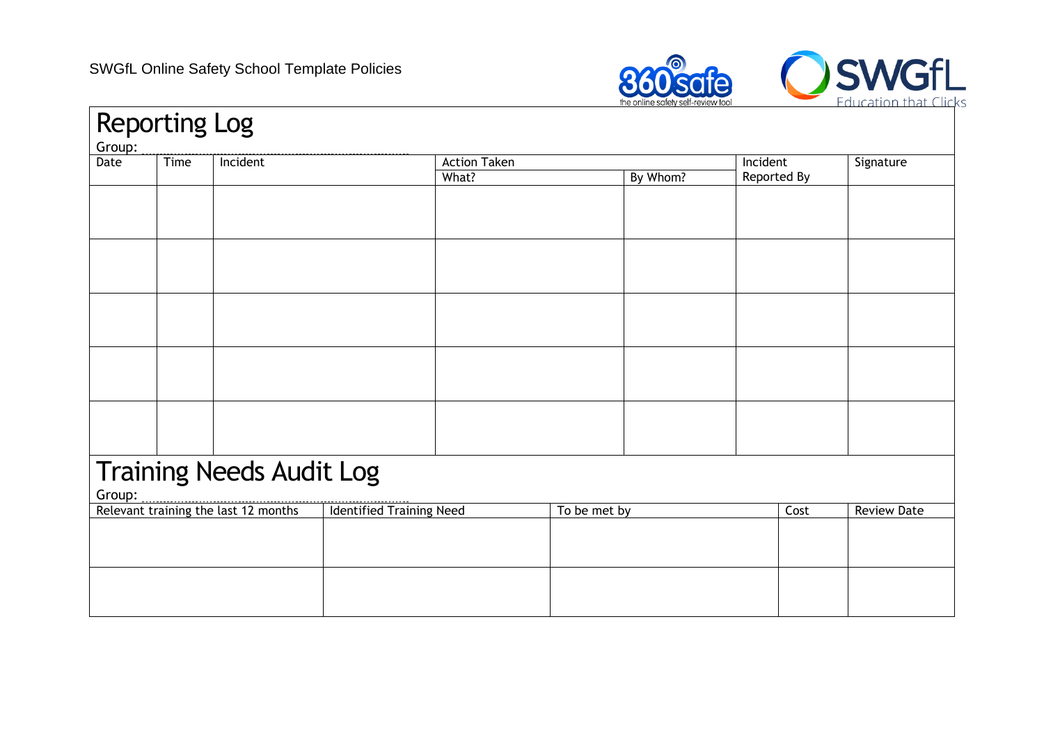## Reporting Log

Group: ..............................................................................

| Date | Time | Incident | Action Taken | | Incident Reported By | Signature |
|---|---|---|---|---|---|---|
| | | | What? | By Whom? | | |
| | | | | | | |
| | | | | | | |
| | | | | | | |
| | | | | | | |
| | | | | | | |

## Training Needs Audit Log

Group: ..............................................................................

| Relevant training the last 12 months | Identified Training Need | To be met by | Cost | Review Date |
|---|---|---|---|---|
| | | | | |
| | | | | |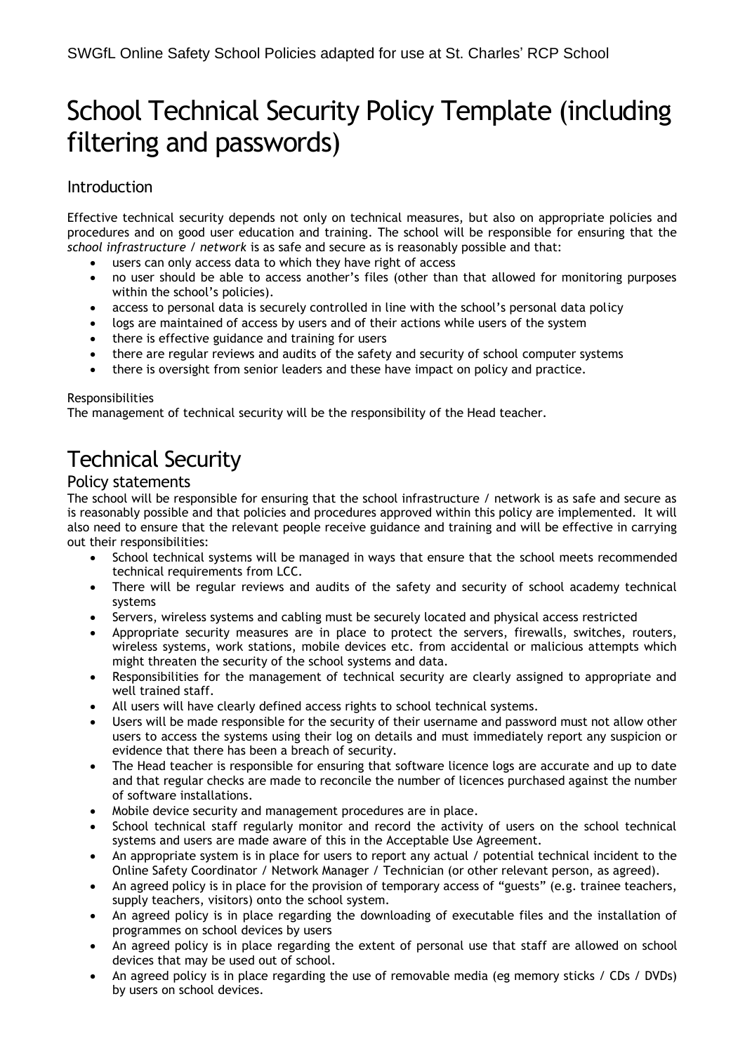# School Technical Security Policy Template (including filtering and passwords)

## Introduction

Effective technical security depends not only on technical measures, but also on appropriate policies and procedures and on good user education and training. The school will be responsible for ensuring that the *school infrastructure / network* is as safe and secure as is reasonably possible and that:

- users can only access data to which they have right of access
- no user should be able to access another's files (other than that allowed for monitoring purposes within the school's policies).
- access to personal data is securely controlled in line with the school's personal data policy
- logs are maintained of access by users and of their actions while users of the system
- there is effective guidance and training for users
- there are regular reviews and audits of the safety and security of school computer systems
- there is oversight from senior leaders and these have impact on policy and practice.

Responsibilities

The management of technical security will be the responsibility of the Head teacher.

# Technical Security

## Policy statements

The school will be responsible for ensuring that the school infrastructure / network is as safe and secure as is reasonably possible and that policies and procedures approved within this policy are implemented. It will also need to ensure that the relevant people receive guidance and training and will be effective in carrying out their responsibilities:

- School technical systems will be managed in ways that ensure that the school meets recommended technical requirements from LCC.
- There will be regular reviews and audits of the safety and security of school academy technical systems
- Servers, wireless systems and cabling must be securely located and physical access restricted
- Appropriate security measures are in place to protect the servers, firewalls, switches, routers, wireless systems, work stations, mobile devices etc. from accidental or malicious attempts which might threaten the security of the school systems and data.
- Responsibilities for the management of technical security are clearly assigned to appropriate and well trained staff.
- All users will have clearly defined access rights to school technical systems.
- Users will be made responsible for the security of their username and password must not allow other users to access the systems using their log on details and must immediately report any suspicion or evidence that there has been a breach of security.
- The Head teacher is responsible for ensuring that software licence logs are accurate and up to date and that regular checks are made to reconcile the number of licences purchased against the number of software installations.
- Mobile device security and management procedures are in place.
- School technical staff regularly monitor and record the activity of users on the school technical systems and users are made aware of this in the Acceptable Use Agreement.
- An appropriate system is in place for users to report any actual / potential technical incident to the Online Safety Coordinator / Network Manager / Technician (or other relevant person, as agreed).
- An agreed policy is in place for the provision of temporary access of "guests" (e.g. trainee teachers, supply teachers, visitors) onto the school system.
- An agreed policy is in place regarding the downloading of executable files and the installation of programmes on school devices by users
- An agreed policy is in place regarding the extent of personal use that staff are allowed on school devices that may be used out of school.
- An agreed policy is in place regarding the use of removable media (eg memory sticks / CDs / DVDs) by users on school devices.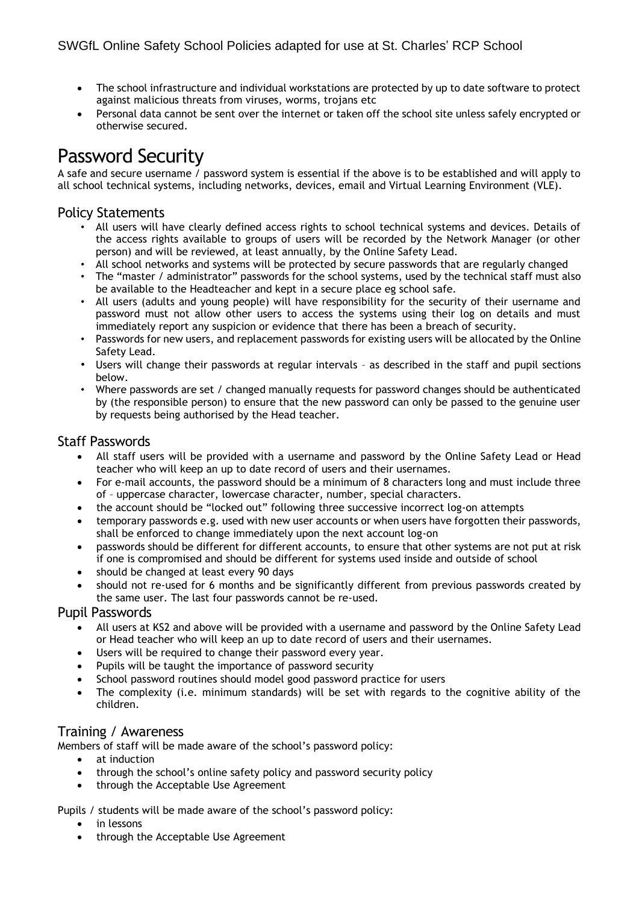- The school infrastructure and individual workstations are protected by up to date software to protect against malicious threats from viruses, worms, trojans etc
- Personal data cannot be sent over the internet or taken off the school site unless safely encrypted or otherwise secured.

# Password Security

A safe and secure username / password system is essential if the above is to be established and will apply to all school technical systems, including networks, devices, email and Virtual Learning Environment (VLE).

## Policy Statements

- All users will have clearly defined access rights to school technical systems and devices. Details of the access rights available to groups of users will be recorded by the Network Manager (or other person) and will be reviewed, at least annually, by the Online Safety Lead.
- All school networks and systems will be protected by secure passwords that are regularly changed
- The "master / administrator" passwords for the school systems, used by the technical staff must also be available to the Headteacher and kept in a secure place eg school safe.
- All users (adults and young people) will have responsibility for the security of their username and password must not allow other users to access the systems using their log on details and must immediately report any suspicion or evidence that there has been a breach of security.
- Passwords for new users, and replacement passwords for existing users will be allocated by the Online Safety Lead.
- Users will change their passwords at regular intervals – as described in the staff and pupil sections below.
- Where passwords are set / changed manually requests for password changes should be authenticated by (the responsible person) to ensure that the new password can only be passed to the genuine user by requests being authorised by the Head teacher.

## Staff Passwords

- All staff users will be provided with a username and password by the Online Safety Lead or Head teacher who will keep an up to date record of users and their usernames.
- For e-mail accounts, the password should be a minimum of 8 characters long and must include three of – uppercase character, lowercase character, number, special characters.
- the account should be "locked out" following three successive incorrect log-on attempts
- temporary passwords e.g. used with new user accounts or when users have forgotten their passwords, shall be enforced to change immediately upon the next account log-on
- passwords should be different for different accounts, to ensure that other systems are not put at risk if one is compromised and should be different for systems used inside and outside of school
- should be changed at least every 90 days
- should not re-used for 6 months and be significantly different from previous passwords created by the same user. The last four passwords cannot be re-used.

## Pupil Passwords

- All users at KS2 and above will be provided with a username and password by the Online Safety Lead or Head teacher who will keep an up to date record of users and their usernames.
- Users will be required to change their password every year.
- Pupils will be taught the importance of password security
- School password routines should model good password practice for users
- The complexity (i.e. minimum standards) will be set with regards to the cognitive ability of the children.

## Training / Awareness

Members of staff will be made aware of the school's password policy:

- at induction
- through the school's online safety policy and password security policy
- through the Acceptable Use Agreement

Pupils / students will be made aware of the school's password policy:

- in lessons
- through the Acceptable Use Agreement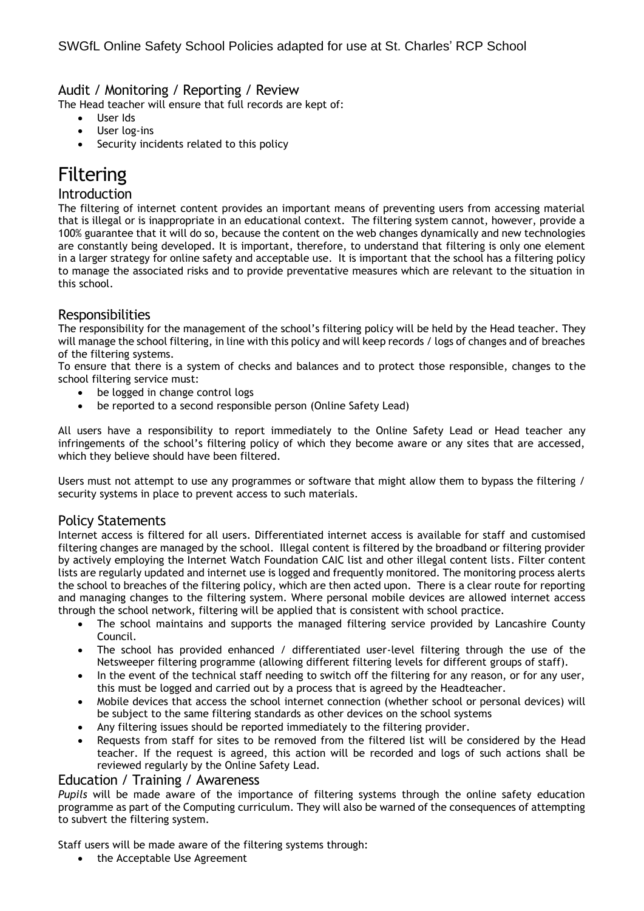### Audit / Monitoring / Reporting / Review

The Head teacher will ensure that full records are kept of:

- User Ids
- User log-ins
- Security incidents related to this policy

# Filtering

### Introduction

The filtering of internet content provides an important means of preventing users from accessing material that is illegal or is inappropriate in an educational context. The filtering system cannot, however, provide a 100% guarantee that it will do so, because the content on the web changes dynamically and new technologies are constantly being developed. It is important, therefore, to understand that filtering is only one element in a larger strategy for online safety and acceptable use. It is important that the school has a filtering policy to manage the associated risks and to provide preventative measures which are relevant to the situation in this school.

### Responsibilities

The responsibility for the management of the school's filtering policy will be held by the Head teacher. They will manage the school filtering, in line with this policy and will keep records / logs of changes and of breaches of the filtering systems.

To ensure that there is a system of checks and balances and to protect those responsible, changes to the school filtering service must:

- be logged in change control logs
- be reported to a second responsible person (Online Safety Lead)

All users have a responsibility to report immediately to the Online Safety Lead or Head teacher any infringements of the school's filtering policy of which they become aware or any sites that are accessed, which they believe should have been filtered.

Users must not attempt to use any programmes or software that might allow them to bypass the filtering / security systems in place to prevent access to such materials.

### Policy Statements

Internet access is filtered for all users. Differentiated internet access is available for staff and customised filtering changes are managed by the school. Illegal content is filtered by the broadband or filtering provider by actively employing the Internet Watch Foundation CAIC list and other illegal content lists. Filter content lists are regularly updated and internet use is logged and frequently monitored. The monitoring process alerts the school to breaches of the filtering policy, which are then acted upon. There is a clear route for reporting and managing changes to the filtering system. Where personal mobile devices are allowed internet access through the school network, filtering will be applied that is consistent with school practice.

- The school maintains and supports the managed filtering service provided by Lancashire County Council.
- The school has provided enhanced / differentiated user-level filtering through the use of the Netsweeper filtering programme (allowing different filtering levels for different groups of staff).
- In the event of the technical staff needing to switch off the filtering for any reason, or for any user, this must be logged and carried out by a process that is agreed by the Headteacher.
- Mobile devices that access the school internet connection (whether school or personal devices) will be subject to the same filtering standards as other devices on the school systems
- Any filtering issues should be reported immediately to the filtering provider.
- Requests from staff for sites to be removed from the filtered list will be considered by the Head teacher. If the request is agreed, this action will be recorded and logs of such actions shall be reviewed regularly by the Online Safety Lead.

### Education / Training / Awareness

*Pupils* will be made aware of the importance of filtering systems through the online safety education programme as part of the Computing curriculum. They will also be warned of the consequences of attempting to subvert the filtering system.

Staff users will be made aware of the filtering systems through:

- the Acceptable Use Agreement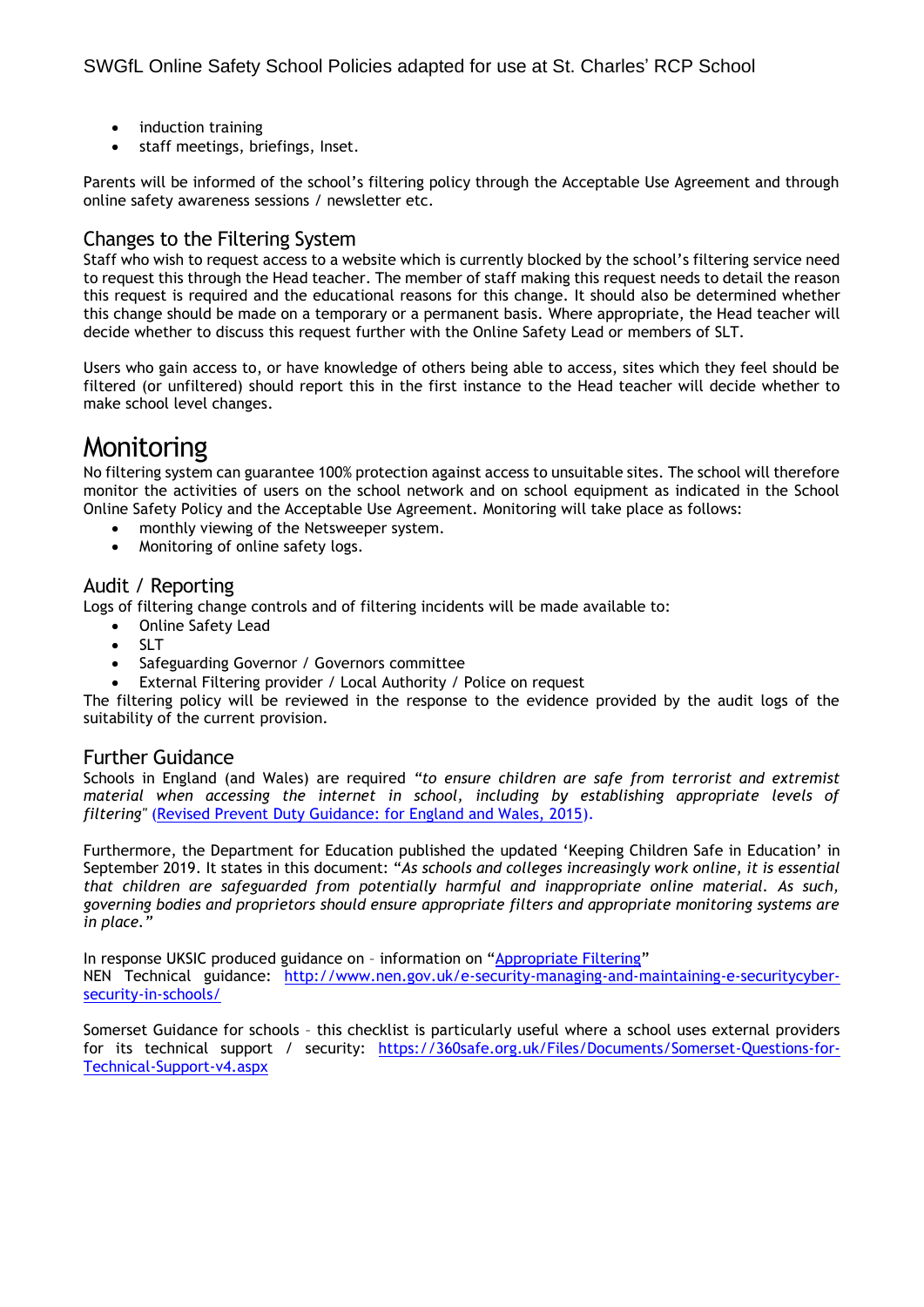- induction training
- staff meetings, briefings, Inset.

Parents will be informed of the school's filtering policy through the Acceptable Use Agreement and through online safety awareness sessions / newsletter etc.

## Changes to the Filtering System

Staff who wish to request access to a website which is currently blocked by the school's filtering service need to request this through the Head teacher. The member of staff making this request needs to detail the reason this request is required and the educational reasons for this change. It should also be determined whether this change should be made on a temporary or a permanent basis. Where appropriate, the Head teacher will decide whether to discuss this request further with the Online Safety Lead or members of SLT.

Users who gain access to, or have knowledge of others being able to access, sites which they feel should be filtered (or unfiltered) should report this in the first instance to the Head teacher will decide whether to make school level changes.

# Monitoring

No filtering system can guarantee 100% protection against access to unsuitable sites. The school will therefore monitor the activities of users on the school network and on school equipment as indicated in the School Online Safety Policy and the Acceptable Use Agreement. Monitoring will take place as follows:

- monthly viewing of the Netsweeper system.
- Monitoring of online safety logs.

## Audit / Reporting

Logs of filtering change controls and of filtering incidents will be made available to:

- Online Safety Lead
- SLT
- Safeguarding Governor / Governors committee
- External Filtering provider / Local Authority / Police on request

The filtering policy will be reviewed in the response to the evidence provided by the audit logs of the suitability of the current provision.

## Further Guidance

Schools in England (and Wales) are required *"to ensure children are safe from terrorist and extremist material when accessing the internet in school, including by establishing appropriate levels of filtering"* (Revised Prevent Duty Guidance: for England and Wales, 2015).

Furthermore, the Department for Education published the updated 'Keeping Children Safe in Education' in September 2019. It states in this document: *"As schools and colleges increasingly work online, it is essential that children are safeguarded from potentially harmful and inappropriate online material. As such, governing bodies and proprietors should ensure appropriate filters and appropriate monitoring systems are in place."*

In response UKSIC produced guidance on – information on "Appropriate Filtering"
NEN Technical guidance: http://www.nen.gov.uk/e-security-managing-and-maintaining-e-securitycyber-security-in-schools/

Somerset Guidance for schools – this checklist is particularly useful where a school uses external providers for its technical support / security: https://360safe.org.uk/Files/Documents/Somerset-Questions-for-Technical-Support-v4.aspx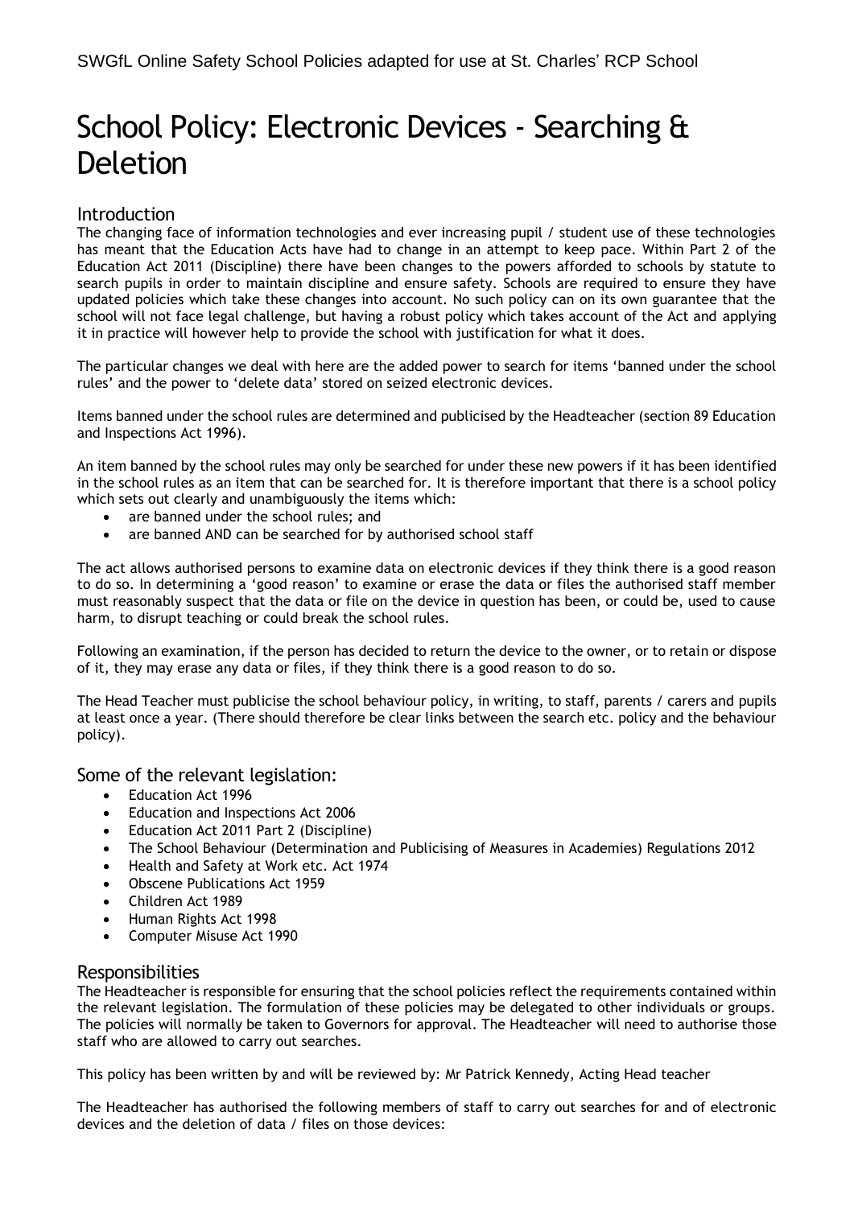# School Policy: Electronic Devices - Searching & Deletion

## Introduction

The changing face of information technologies and ever increasing pupil / student use of these technologies has meant that the Education Acts have had to change in an attempt to keep pace. Within Part 2 of the Education Act 2011 (Discipline) there have been changes to the powers afforded to schools by statute to search pupils in order to maintain discipline and ensure safety. Schools are required to ensure they have updated policies which take these changes into account. No such policy can on its own guarantee that the school will not face legal challenge, but having a robust policy which takes account of the Act and applying it in practice will however help to provide the school with justification for what it does.

The particular changes we deal with here are the added power to search for items 'banned under the school rules' and the power to 'delete data' stored on seized electronic devices.

Items banned under the school rules are determined and publicised by the Headteacher (section 89 Education and Inspections Act 1996).

An item banned by the school rules may only be searched for under these new powers if it has been identified in the school rules as an item that can be searched for. It is therefore important that there is a school policy which sets out clearly and unambiguously the items which:

- are banned under the school rules; and
- are banned AND can be searched for by authorised school staff

The act allows authorised persons to examine data on electronic devices if they think there is a good reason to do so. In determining a 'good reason' to examine or erase the data or files the authorised staff member must reasonably suspect that the data or file on the device in question has been, or could be, used to cause harm, to disrupt teaching or could break the school rules.

Following an examination, if the person has decided to return the device to the owner, or to retain or dispose of it, they may erase any data or files, if they think there is a good reason to do so.

The Head Teacher must publicise the school behaviour policy, in writing, to staff, parents / carers and pupils at least once a year. (There should therefore be clear links between the search etc. policy and the behaviour policy).

## Some of the relevant legislation:

- Education Act 1996
- Education and Inspections Act 2006
- Education Act 2011 Part 2 (Discipline)
- The School Behaviour (Determination and Publicising of Measures in Academies) Regulations 2012
- Health and Safety at Work etc. Act 1974
- Obscene Publications Act 1959
- Children Act 1989
- Human Rights Act 1998
- Computer Misuse Act 1990

## Responsibilities

The Headteacher is responsible for ensuring that the school policies reflect the requirements contained within the relevant legislation. The formulation of these policies may be delegated to other individuals or groups. The policies will normally be taken to Governors for approval. The Headteacher will need to authorise those staff who are allowed to carry out searches.

This policy has been written by and will be reviewed by: Mr Patrick Kennedy, Acting Head teacher

The Headteacher has authorised the following members of staff to carry out searches for and of electronic devices and the deletion of data / files on those devices: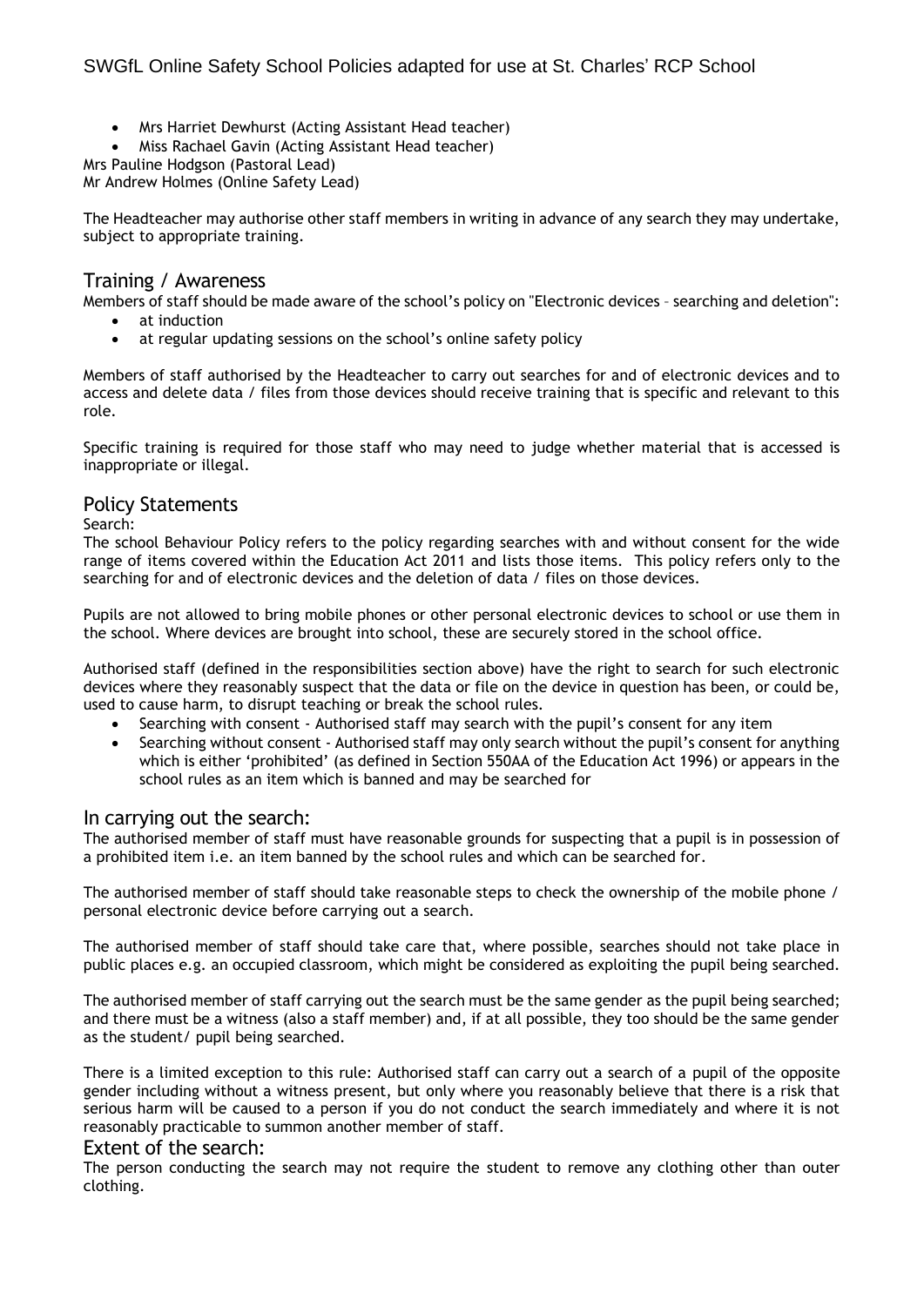- Mrs Harriet Dewhurst (Acting Assistant Head teacher)
- Miss Rachael Gavin (Acting Assistant Head teacher)

Mrs Pauline Hodgson (Pastoral Lead)
Mr Andrew Holmes (Online Safety Lead)

The Headteacher may authorise other staff members in writing in advance of any search they may undertake, subject to appropriate training.

## Training / Awareness

Members of staff should be made aware of the school's policy on "Electronic devices – searching and deletion":

- at induction
- at regular updating sessions on the school's online safety policy

Members of staff authorised by the Headteacher to carry out searches for and of electronic devices and to access and delete data / files from those devices should receive training that is specific and relevant to this role.

Specific training is required for those staff who may need to judge whether material that is accessed is inappropriate or illegal.

## Policy Statements

Search:

The school Behaviour Policy refers to the policy regarding searches with and without consent for the wide range of items covered within the Education Act 2011 and lists those items. This policy refers only to the searching for and of electronic devices and the deletion of data / files on those devices.

Pupils are not allowed to bring mobile phones or other personal electronic devices to school or use them in the school. Where devices are brought into school, these are securely stored in the school office.

Authorised staff (defined in the responsibilities section above) have the right to search for such electronic devices where they reasonably suspect that the data or file on the device in question has been, or could be, used to cause harm, to disrupt teaching or break the school rules.

- Searching with consent - Authorised staff may search with the pupil's consent for any item
- Searching without consent - Authorised staff may only search without the pupil's consent for anything which is either 'prohibited' (as defined in Section 550AA of the Education Act 1996) or appears in the school rules as an item which is banned and may be searched for

## In carrying out the search:

The authorised member of staff must have reasonable grounds for suspecting that a pupil is in possession of a prohibited item i.e. an item banned by the school rules and which can be searched for.

The authorised member of staff should take reasonable steps to check the ownership of the mobile phone / personal electronic device before carrying out a search.

The authorised member of staff should take care that, where possible, searches should not take place in public places e.g. an occupied classroom, which might be considered as exploiting the pupil being searched.

The authorised member of staff carrying out the search must be the same gender as the pupil being searched; and there must be a witness (also a staff member) and, if at all possible, they too should be the same gender as the student/ pupil being searched.

There is a limited exception to this rule: Authorised staff can carry out a search of a pupil of the opposite gender including without a witness present, but only where you reasonably believe that there is a risk that serious harm will be caused to a person if you do not conduct the search immediately and where it is not reasonably practicable to summon another member of staff.

## Extent of the search:

The person conducting the search may not require the student to remove any clothing other than outer clothing.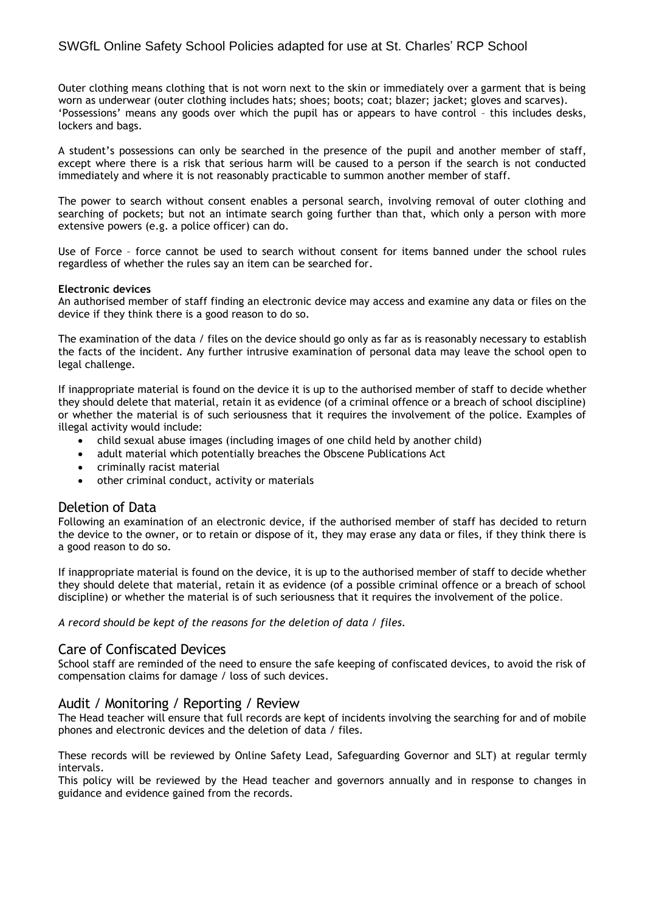Outer clothing means clothing that is not worn next to the skin or immediately over a garment that is being worn as underwear (outer clothing includes hats; shoes; boots; coat; blazer; jacket; gloves and scarves). 'Possessions' means any goods over which the pupil has or appears to have control – this includes desks, lockers and bags.

A student's possessions can only be searched in the presence of the pupil and another member of staff, except where there is a risk that serious harm will be caused to a person if the search is not conducted immediately and where it is not reasonably practicable to summon another member of staff.

The power to search without consent enables a personal search, involving removal of outer clothing and searching of pockets; but not an intimate search going further than that, which only a person with more extensive powers (e.g. a police officer) can do.

Use of Force – force cannot be used to search without consent for items banned under the school rules regardless of whether the rules say an item can be searched for.

**Electronic devices**

An authorised member of staff finding an electronic device may access and examine any data or files on the device if they think there is a good reason to do so.

The examination of the data / files on the device should go only as far as is reasonably necessary to establish the facts of the incident. Any further intrusive examination of personal data may leave the school open to legal challenge.

If inappropriate material is found on the device it is up to the authorised member of staff to decide whether they should delete that material, retain it as evidence (of a criminal offence or a breach of school discipline) or whether the material is of such seriousness that it requires the involvement of the police. Examples of illegal activity would include:

- child sexual abuse images (including images of one child held by another child)
- adult material which potentially breaches the Obscene Publications Act
- criminally racist material
- other criminal conduct, activity or materials

## Deletion of Data

Following an examination of an electronic device, if the authorised member of staff has decided to return the device to the owner, or to retain or dispose of it, they may erase any data or files, if they think there is a good reason to do so.

If inappropriate material is found on the device, it is up to the authorised member of staff to decide whether they should delete that material, retain it as evidence (of a possible criminal offence or a breach of school discipline) or whether the material is of such seriousness that it requires the involvement of the police.

*A record should be kept of the reasons for the deletion of data / files.*

## Care of Confiscated Devices

School staff are reminded of the need to ensure the safe keeping of confiscated devices, to avoid the risk of compensation claims for damage / loss of such devices.

## Audit / Monitoring / Reporting / Review

The Head teacher will ensure that full records are kept of incidents involving the searching for and of mobile phones and electronic devices and the deletion of data / files.

These records will be reviewed by Online Safety Lead, Safeguarding Governor and SLT) at regular termly intervals.

This policy will be reviewed by the Head teacher and governors annually and in response to changes in guidance and evidence gained from the records.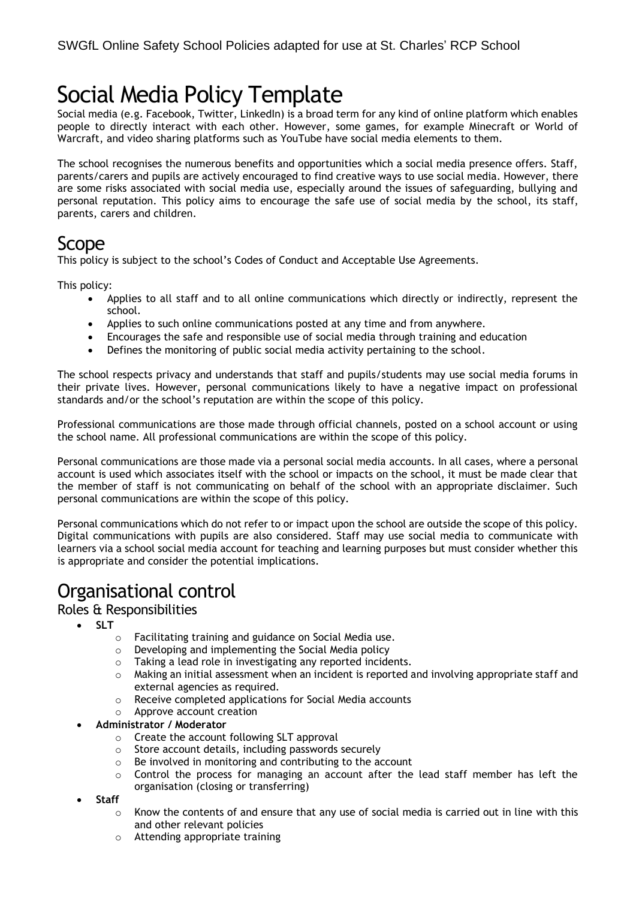# Social Media Policy Template

Social media (e.g. Facebook, Twitter, LinkedIn) is a broad term for any kind of online platform which enables people to directly interact with each other. However, some games, for example Minecraft or World of Warcraft, and video sharing platforms such as YouTube have social media elements to them.

The school recognises the numerous benefits and opportunities which a social media presence offers. Staff, parents/carers and pupils are actively encouraged to find creative ways to use social media. However, there are some risks associated with social media use, especially around the issues of safeguarding, bullying and personal reputation. This policy aims to encourage the safe use of social media by the school, its staff, parents, carers and children.

## Scope

This policy is subject to the school's Codes of Conduct and Acceptable Use Agreements.

This policy:

- Applies to all staff and to all online communications which directly or indirectly, represent the school.
- Applies to such online communications posted at any time and from anywhere.
- Encourages the safe and responsible use of social media through training and education
- Defines the monitoring of public social media activity pertaining to the school.

The school respects privacy and understands that staff and pupils/students may use social media forums in their private lives. However, personal communications likely to have a negative impact on professional standards and/or the school's reputation are within the scope of this policy.

Professional communications are those made through official channels, posted on a school account or using the school name. All professional communications are within the scope of this policy.

Personal communications are those made via a personal social media accounts. In all cases, where a personal account is used which associates itself with the school or impacts on the school, it must be made clear that the member of staff is not communicating on behalf of the school with an appropriate disclaimer. Such personal communications are within the scope of this policy.

Personal communications which do not refer to or impact upon the school are outside the scope of this policy. Digital communications with pupils are also considered. Staff may use social media to communicate with learners via a school social media account for teaching and learning purposes but must consider whether this is appropriate and consider the potential implications.

## Organisational control

### Roles & Responsibilities

- **SLT**
  - Facilitating training and guidance on Social Media use.
  - Developing and implementing the Social Media policy
  - Taking a lead role in investigating any reported incidents.
  - Making an initial assessment when an incident is reported and involving appropriate staff and external agencies as required.
  - Receive completed applications for Social Media accounts
  - Approve account creation
- **Administrator / Moderator**
  - Create the account following SLT approval
  - Store account details, including passwords securely
  - Be involved in monitoring and contributing to the account
  - Control the process for managing an account after the lead staff member has left the organisation (closing or transferring)
- **Staff**
  - Know the contents of and ensure that any use of social media is carried out in line with this and other relevant policies
  - Attending appropriate training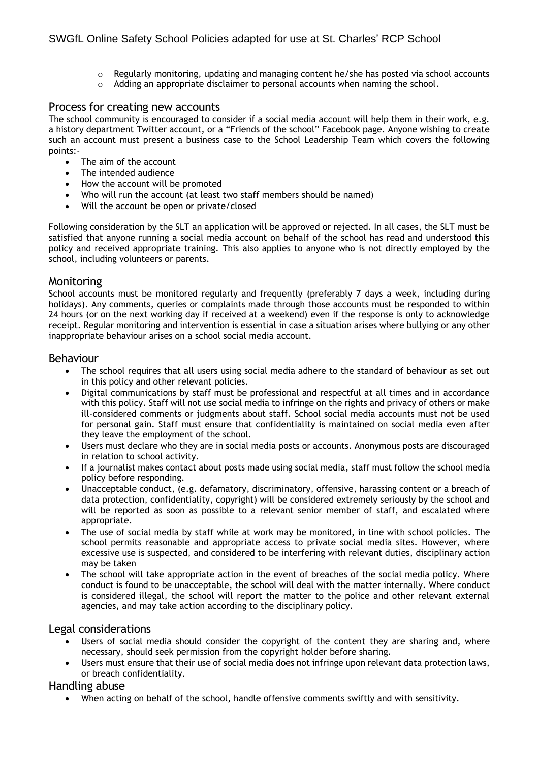- Regularly monitoring, updating and managing content he/she has posted via school accounts
- Adding an appropriate disclaimer to personal accounts when naming the school.

## Process for creating new accounts

The school community is encouraged to consider if a social media account will help them in their work, e.g. a history department Twitter account, or a "Friends of the school" Facebook page. Anyone wishing to create such an account must present a business case to the School Leadership Team which covers the following points:-

- The aim of the account
- The intended audience
- How the account will be promoted
- Who will run the account (at least two staff members should be named)
- Will the account be open or private/closed

Following consideration by the SLT an application will be approved or rejected. In all cases, the SLT must be satisfied that anyone running a social media account on behalf of the school has read and understood this policy and received appropriate training. This also applies to anyone who is not directly employed by the school, including volunteers or parents.

## Monitoring

School accounts must be monitored regularly and frequently (preferably 7 days a week, including during holidays). Any comments, queries or complaints made through those accounts must be responded to within 24 hours (or on the next working day if received at a weekend) even if the response is only to acknowledge receipt. Regular monitoring and intervention is essential in case a situation arises where bullying or any other inappropriate behaviour arises on a school social media account.

## Behaviour

- The school requires that all users using social media adhere to the standard of behaviour as set out in this policy and other relevant policies.
- Digital communications by staff must be professional and respectful at all times and in accordance with this policy. Staff will not use social media to infringe on the rights and privacy of others or make ill-considered comments or judgments about staff. School social media accounts must not be used for personal gain. Staff must ensure that confidentiality is maintained on social media even after they leave the employment of the school.
- Users must declare who they are in social media posts or accounts. Anonymous posts are discouraged in relation to school activity.
- If a journalist makes contact about posts made using social media, staff must follow the school media policy before responding.
- Unacceptable conduct, (e.g. defamatory, discriminatory, offensive, harassing content or a breach of data protection, confidentiality, copyright) will be considered extremely seriously by the school and will be reported as soon as possible to a relevant senior member of staff, and escalated where appropriate.
- The use of social media by staff while at work may be monitored, in line with school policies. The school permits reasonable and appropriate access to private social media sites. However, where excessive use is suspected, and considered to be interfering with relevant duties, disciplinary action may be taken
- The school will take appropriate action in the event of breaches of the social media policy. Where conduct is found to be unacceptable, the school will deal with the matter internally. Where conduct is considered illegal, the school will report the matter to the police and other relevant external agencies, and may take action according to the disciplinary policy.

## Legal considerations

- Users of social media should consider the copyright of the content they are sharing and, where necessary, should seek permission from the copyright holder before sharing.
- Users must ensure that their use of social media does not infringe upon relevant data protection laws, or breach confidentiality.

## Handling abuse

- When acting on behalf of the school, handle offensive comments swiftly and with sensitivity.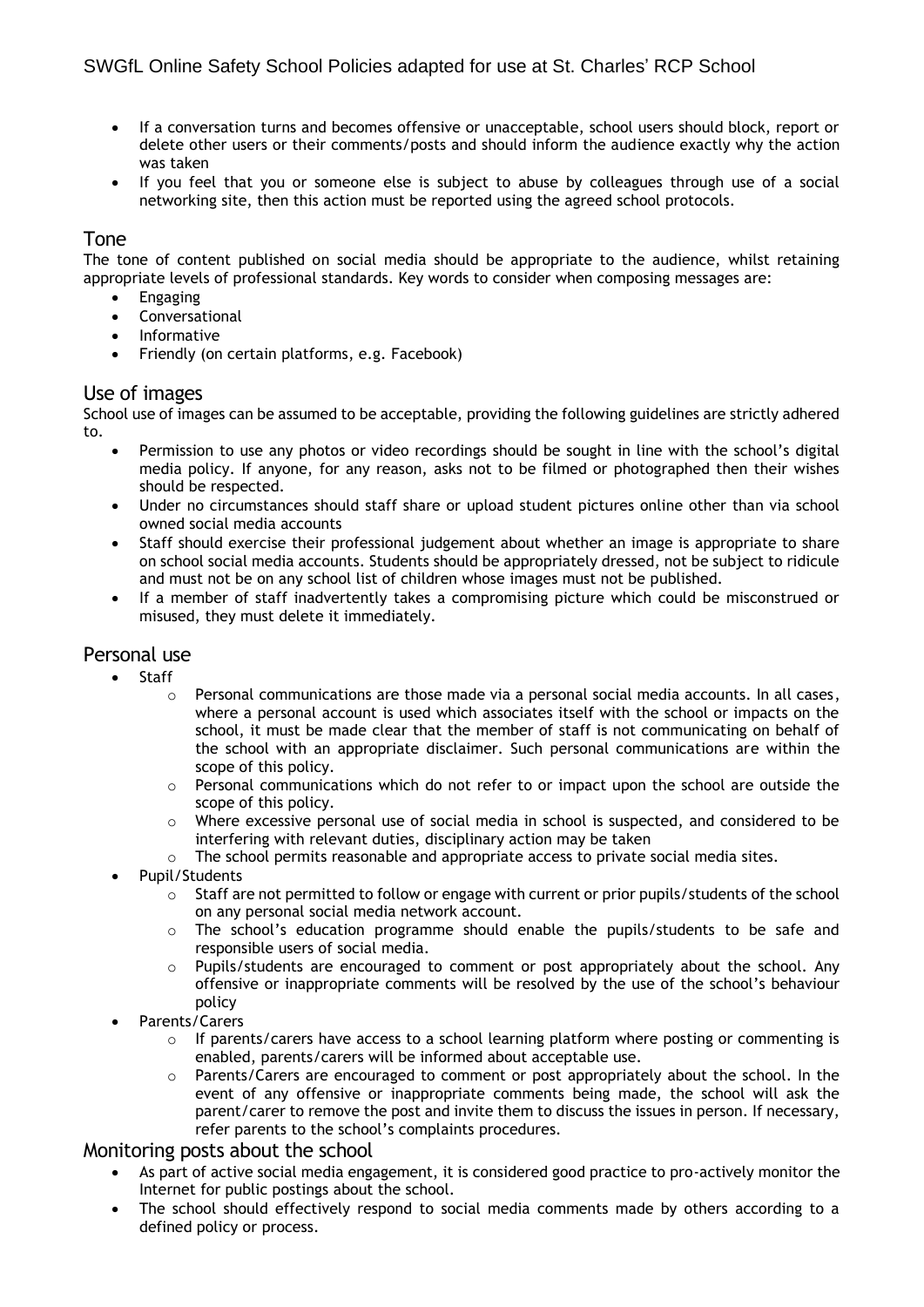- If a conversation turns and becomes offensive or unacceptable, school users should block, report or delete other users or their comments/posts and should inform the audience exactly why the action was taken
- If you feel that you or someone else is subject to abuse by colleagues through use of a social networking site, then this action must be reported using the agreed school protocols.

## Tone

The tone of content published on social media should be appropriate to the audience, whilst retaining appropriate levels of professional standards. Key words to consider when composing messages are:

- Engaging
- Conversational
- Informative
- Friendly (on certain platforms, e.g. Facebook)

## Use of images

School use of images can be assumed to be acceptable, providing the following guidelines are strictly adhered to.

- Permission to use any photos or video recordings should be sought in line with the school's digital media policy. If anyone, for any reason, asks not to be filmed or photographed then their wishes should be respected.
- Under no circumstances should staff share or upload student pictures online other than via school owned social media accounts
- Staff should exercise their professional judgement about whether an image is appropriate to share on school social media accounts. Students should be appropriately dressed, not be subject to ridicule and must not be on any school list of children whose images must not be published.
- If a member of staff inadvertently takes a compromising picture which could be misconstrued or misused, they must delete it immediately.

## Personal use

- Staff
  - Personal communications are those made via a personal social media accounts. In all cases, where a personal account is used which associates itself with the school or impacts on the school, it must be made clear that the member of staff is not communicating on behalf of the school with an appropriate disclaimer. Such personal communications are within the scope of this policy.
  - Personal communications which do not refer to or impact upon the school are outside the scope of this policy.
  - Where excessive personal use of social media in school is suspected, and considered to be interfering with relevant duties, disciplinary action may be taken
  - The school permits reasonable and appropriate access to private social media sites.
- Pupil/Students
  - Staff are not permitted to follow or engage with current or prior pupils/students of the school on any personal social media network account.
  - The school's education programme should enable the pupils/students to be safe and responsible users of social media.
  - Pupils/students are encouraged to comment or post appropriately about the school. Any offensive or inappropriate comments will be resolved by the use of the school's behaviour policy
- Parents/Carers
  - If parents/carers have access to a school learning platform where posting or commenting is enabled, parents/carers will be informed about acceptable use.
  - Parents/Carers are encouraged to comment or post appropriately about the school. In the event of any offensive or inappropriate comments being made, the school will ask the parent/carer to remove the post and invite them to discuss the issues in person. If necessary, refer parents to the school's complaints procedures.

## Monitoring posts about the school

- As part of active social media engagement, it is considered good practice to pro-actively monitor the Internet for public postings about the school.
- The school should effectively respond to social media comments made by others according to a defined policy or process.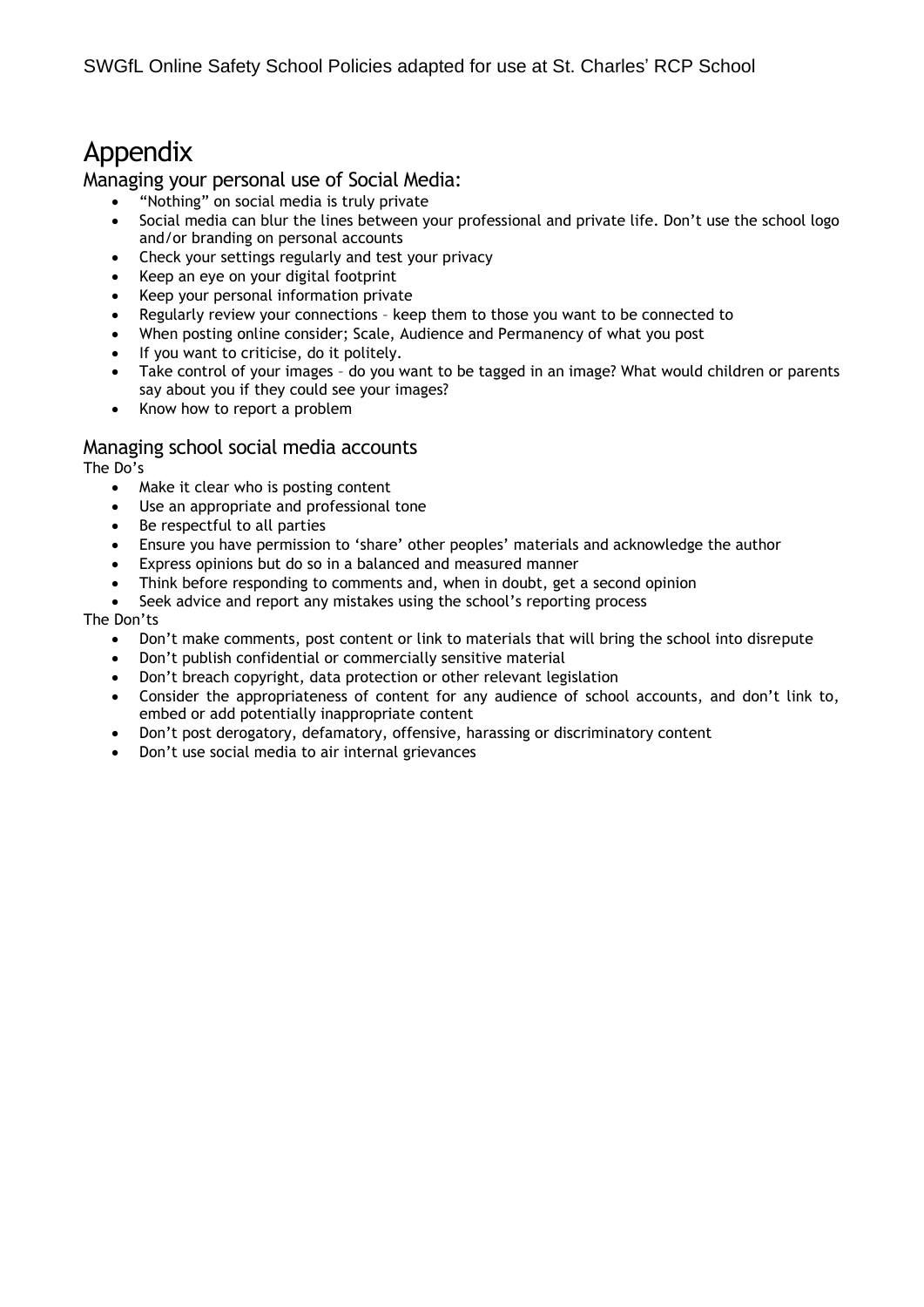# Appendix

## Managing your personal use of Social Media:

- "Nothing" on social media is truly private
- Social media can blur the lines between your professional and private life. Don't use the school logo and/or branding on personal accounts
- Check your settings regularly and test your privacy
- Keep an eye on your digital footprint
- Keep your personal information private
- Regularly review your connections – keep them to those you want to be connected to
- When posting online consider; Scale, Audience and Permanency of what you post
- If you want to criticise, do it politely.
- Take control of your images – do you want to be tagged in an image? What would children or parents say about you if they could see your images?
- Know how to report a problem

## Managing school social media accounts

The Do's

- Make it clear who is posting content
- Use an appropriate and professional tone
- Be respectful to all parties
- Ensure you have permission to 'share' other peoples' materials and acknowledge the author
- Express opinions but do so in a balanced and measured manner
- Think before responding to comments and, when in doubt, get a second opinion
- Seek advice and report any mistakes using the school's reporting process

The Don'ts

- Don't make comments, post content or link to materials that will bring the school into disrepute
- Don't publish confidential or commercially sensitive material
- Don't breach copyright, data protection or other relevant legislation
- Consider the appropriateness of content for any audience of school accounts, and don't link to, embed or add potentially inappropriate content
- Don't post derogatory, defamatory, offensive, harassing or discriminatory content
- Don't use social media to air internal grievances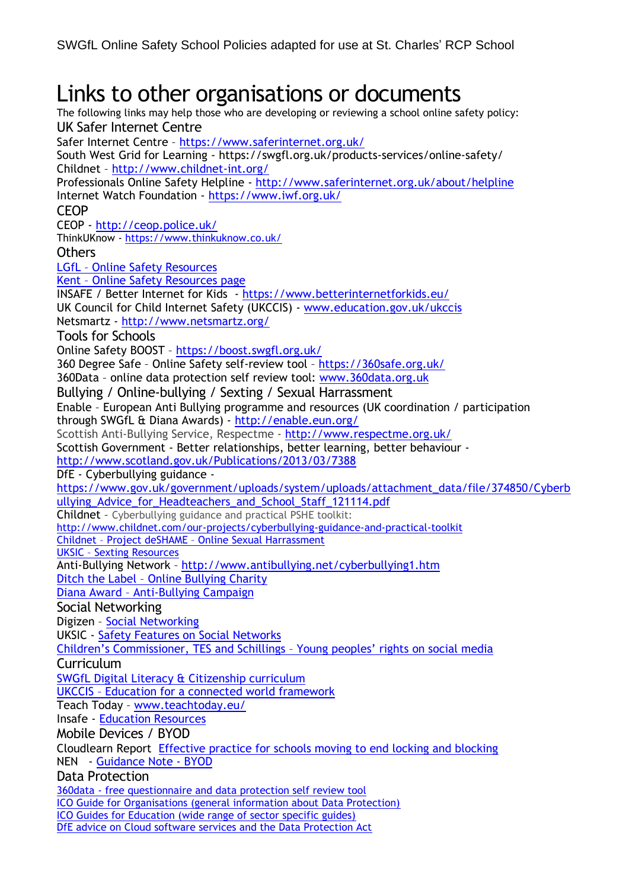# Links to other organisations or documents

The following links may help those who are developing or reviewing a school online safety policy:

## UK Safer Internet Centre

Safer Internet Centre – https://www.saferinternet.org.uk/
South West Grid for Learning - https://swgfl.org.uk/products-services/online-safety/
Childnet – http://www.childnet-int.org/
Professionals Online Safety Helpline - http://www.saferinternet.org.uk/about/helpline
Internet Watch Foundation - https://www.iwf.org.uk/

## CEOP

CEOP - http://ceop.police.uk/
ThinkUKnow - https://www.thinkuknow.co.uk/

## Others

LGfL – Online Safety Resources
Kent – Online Safety Resources page
INSAFE / Better Internet for Kids - https://www.betterinternetforkids.eu/
UK Council for Child Internet Safety (UKCCIS) - www.education.gov.uk/ukccis
Netsmartz - http://www.netsmartz.org/

## Tools for Schools

Online Safety BOOST – https://boost.swgfl.org.uk/
360 Degree Safe – Online Safety self-review tool – https://360safe.org.uk/
360Data – online data protection self review tool: www.360data.org.uk

## Bullying / Online-bullying / Sexting / Sexual Harrassment

Enable – European Anti Bullying programme and resources (UK coordination / participation through SWGfL & Diana Awards) - http://enable.eun.org/
Scottish Anti-Bullying Service, Respectme - http://www.respectme.org.uk/
Scottish Government - Better relationships, better learning, better behaviour - http://www.scotland.gov.uk/Publications/2013/03/7388
DfE - Cyberbullying guidance - https://www.gov.uk/government/uploads/system/uploads/attachment_data/file/374850/Cyberbullying_Advice_for_Headteachers_and_School_Staff_121114.pdf
Childnet – Cyberbullying guidance and practical PSHE toolkit: http://www.childnet.com/our-projects/cyberbullying-guidance-and-practical-toolkit
Childnet – Project deSHAME – Online Sexual Harrassment
UKSIC – Sexting Resources
Anti-Bullying Network – http://www.antibullying.net/cyberbullying1.htm
Ditch the Label – Online Bullying Charity
Diana Award – Anti-Bullying Campaign

## Social Networking

Digizen – Social Networking
UKSIC - Safety Features on Social Networks
Children's Commissioner, TES and Schillings – Young peoples' rights on social media

## Curriculum

SWGfL Digital Literacy & Citizenship curriculum
UKCCIS – Education for a connected world framework
Teach Today – www.teachtoday.eu/
Insafe - Education Resources

## Mobile Devices / BYOD

Cloudlearn Report Effective practice for schools moving to end locking and blocking
NEN - Guidance Note - BYOD

## Data Protection

360data - free questionnaire and data protection self review tool
ICO Guide for Organisations (general information about Data Protection)
ICO Guides for Education (wide range of sector specific guides)
DfE advice on Cloud software services and the Data Protection Act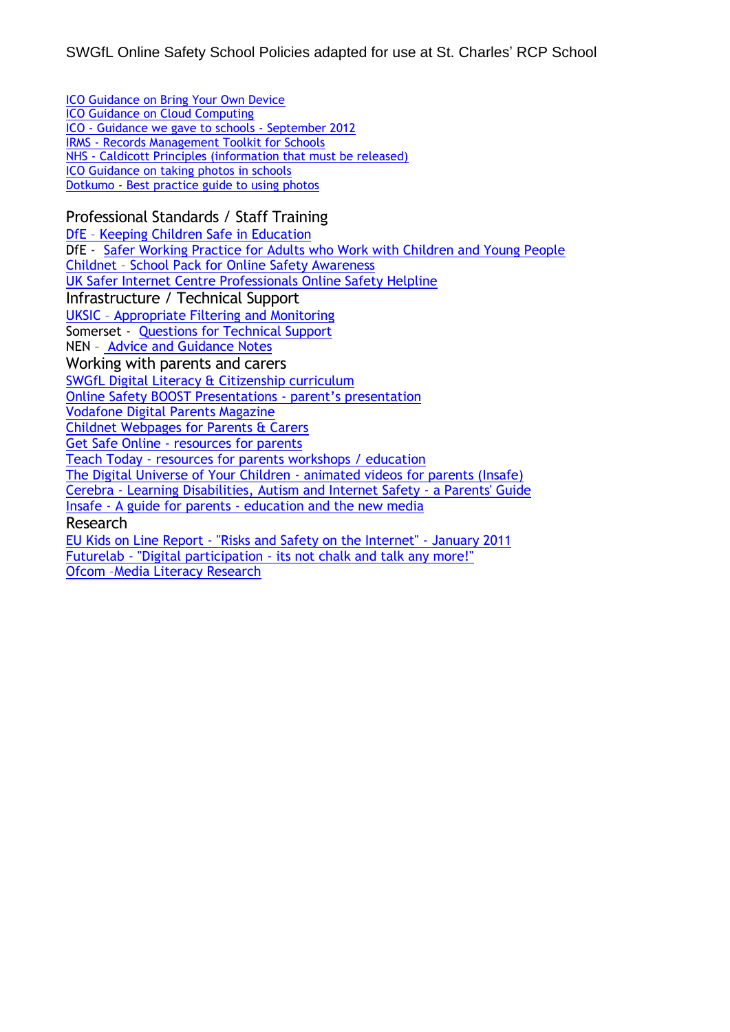ICO Guidance on Bring Your Own Device
ICO Guidance on Cloud Computing
ICO - Guidance we gave to schools - September 2012
IRMS - Records Management Toolkit for Schools
NHS - Caldicott Principles (information that must be released)
ICO Guidance on taking photos in schools
Dotkumo - Best practice guide to using photos

## Professional Standards / Staff Training

DfE – Keeping Children Safe in Education
DfE - Safer Working Practice for Adults who Work with Children and Young People
Childnet – School Pack for Online Safety Awareness
UK Safer Internet Centre Professionals Online Safety Helpline

## Infrastructure / Technical Support

UKSIC – Appropriate Filtering and Monitoring
Somerset - Questions for Technical Support
NEN – Advice and Guidance Notes

## Working with parents and carers

SWGfL Digital Literacy & Citizenship curriculum
Online Safety BOOST Presentations - parent's presentation
Vodafone Digital Parents Magazine
Childnet Webpages for Parents & Carers
Get Safe Online - resources for parents
Teach Today - resources for parents workshops / education
The Digital Universe of Your Children - animated videos for parents (Insafe)
Cerebra - Learning Disabilities, Autism and Internet Safety - a Parents' Guide
Insafe - A guide for parents - education and the new media

## Research

EU Kids on Line Report - "Risks and Safety on the Internet" - January 2011
Futurelab - "Digital participation - its not chalk and talk any more!"
Ofcom –Media Literacy Research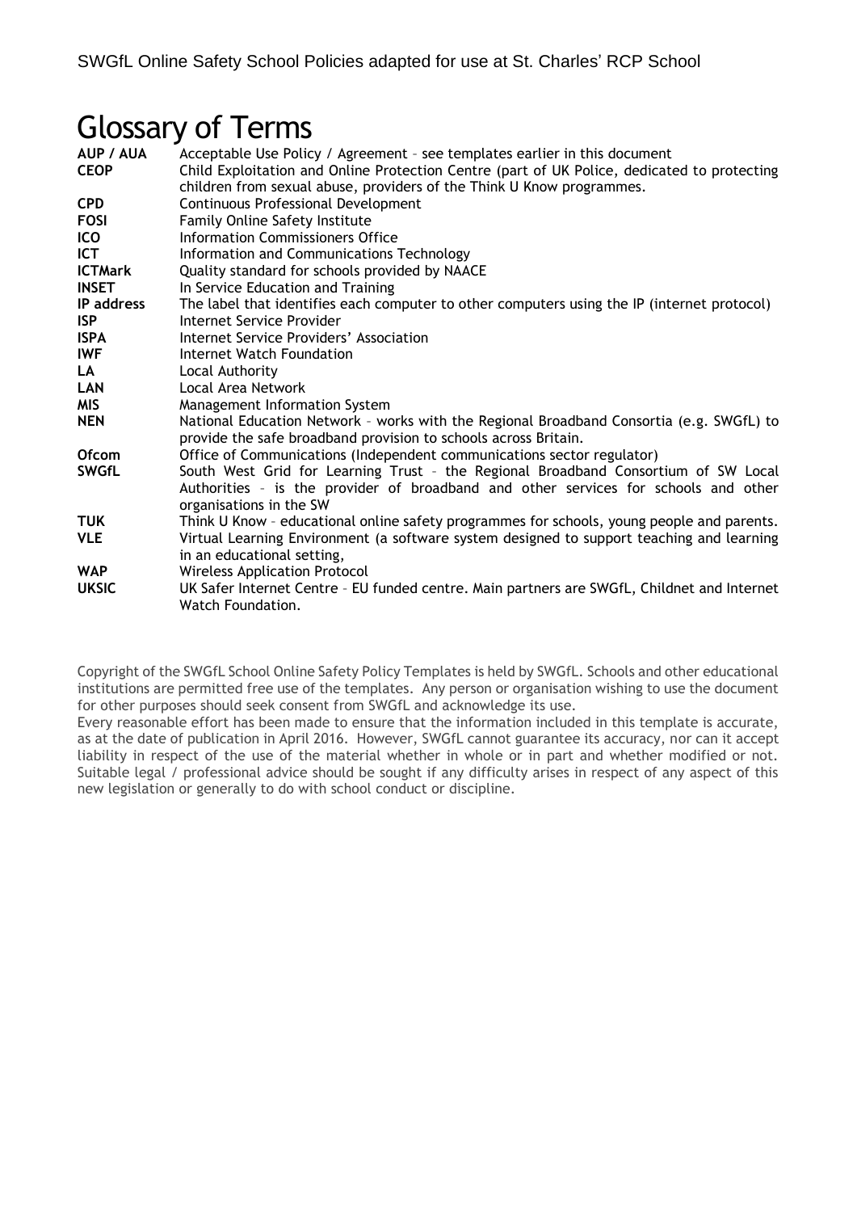# Glossary of Terms

| | |
|---|---|
| **AUP / AUA** | Acceptable Use Policy / Agreement – see templates earlier in this document |
| **CEOP** | Child Exploitation and Online Protection Centre (part of UK Police, dedicated to protecting children from sexual abuse, providers of the Think U Know programmes. |
| **CPD** | Continuous Professional Development |
| **FOSI** | Family Online Safety Institute |
| **ICO** | Information Commissioners Office |
| **ICT** | Information and Communications Technology |
| **ICTMark** | Quality standard for schools provided by NAACE |
| **INSET** | In Service Education and Training |
| **IP address** | The label that identifies each computer to other computers using the IP (internet protocol) |
| **ISP** | Internet Service Provider |
| **ISPA** | Internet Service Providers' Association |
| **IWF** | Internet Watch Foundation |
| **LA** | Local Authority |
| **LAN** | Local Area Network |
| **MIS** | Management Information System |
| **NEN** | National Education Network – works with the Regional Broadband Consortia (e.g. SWGfL) to provide the safe broadband provision to schools across Britain. |
| **Ofcom** | Office of Communications (Independent communications sector regulator) |
| **SWGfL** | South West Grid for Learning Trust – the Regional Broadband Consortium of SW Local Authorities – is the provider of broadband and other services for schools and other organisations in the SW |
| **TUK** | Think U Know – educational online safety programmes for schools, young people and parents. |
| **VLE** | Virtual Learning Environment (a software system designed to support teaching and learning in an educational setting, |
| **WAP** | Wireless Application Protocol |
| **UKSIC** | UK Safer Internet Centre – EU funded centre. Main partners are SWGfL, Childnet and Internet Watch Foundation. |

Copyright of the SWGfL School Online Safety Policy Templates is held by SWGfL. Schools and other educational institutions are permitted free use of the templates. Any person or organisation wishing to use the document for other purposes should seek consent from SWGfL and acknowledge its use.

Every reasonable effort has been made to ensure that the information included in this template is accurate, as at the date of publication in April 2016. However, SWGfL cannot guarantee its accuracy, nor can it accept liability in respect of the use of the material whether in whole or in part and whether modified or not. Suitable legal / professional advice should be sought if any difficulty arises in respect of any aspect of this new legislation or generally to do with school conduct or discipline.